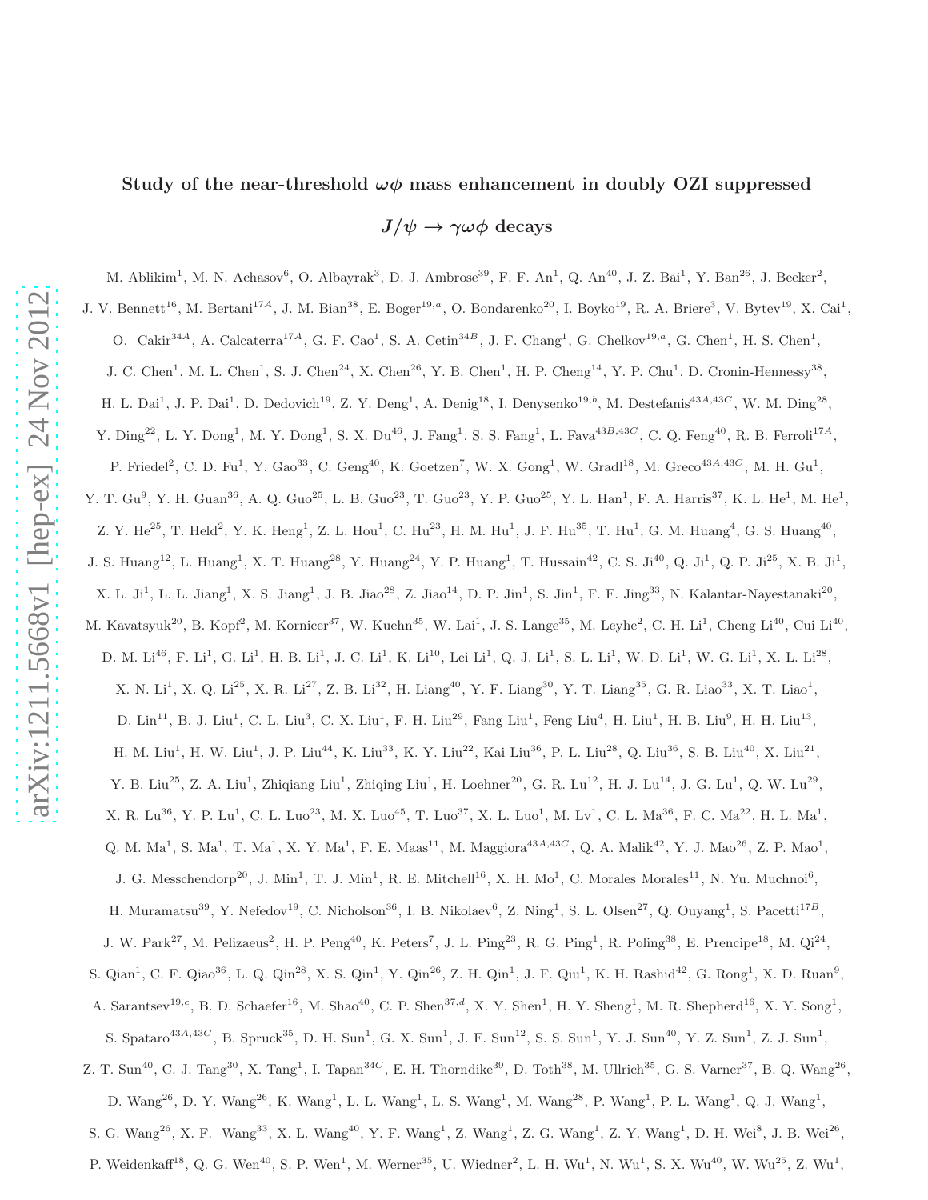# Study of the near-threshold $\omega\phi$ mass enhancement in doubly OZI suppressed $J/\psi \to \gamma\omega\phi$ decays

M. Ablikim[1], M. N. Achasov[6], O. Albayrak[3], D. J. Ambrose[39], F. F. An[1], Q. An[40], J. Z. Bai[1], Y. Ban[26], J. Becker[2], J. V. Bennett[16], M. Bertani[17A], J. M. Bian[38], E. Boger[19,a], O. Bondarenko[20], I. Boyko[19], R. A. Briere[3], V. Bytev[19], X. Cai[1], O. Cakir[34A], A. Calcaterra[17A], G. F. Cao[1], S. A. Cetin[34B], J. F. Chang[1], G. Chelkov[19,a], G. Chen[1], H. S. Chen[1], J. C. Chen[1], M. L. Chen[1], S. J. Chen[24], X. Chen[26], Y. B. Chen[1], H. P. Cheng[14], Y. P. Chu[1], D. Cronin-Hennessy[38], H. L. Dai[1], J. P. Dai[1], D. Dedovich[19], Z. Y. Deng[1], A. Denig[18], I. Denysenko[19,b], M. Destefanis[43A,43C], W. M. Ding[28], Y. Ding[22], L. Y. Dong[1], M. Y. Dong[1], S. X. Du[46], J. Fang[1], S. S. Fang[1], L. Fava[43B,43C], C. Q. Feng[40], R. B. Ferroli[17A], P. Friedel[2], C. D. Fu[1], Y. Gao[33], C. Geng[40], K. Goetzen[7], W. X. Gong[1], W. Gradl[18], M. Greco[43A,43C], M. H. Gu[1], Y. T. Gu[9], Y. H. Guan[36], A. Q. Guo[25], L. B. Guo[23], T. Guo[23], Y. P. Guo[25], Y. L. Han[1], F. A. Harris[37], K. L. He[1], M. He[1], Z. Y. He[25], T. Held[2], Y. K. Heng[1], Z. L. Hou[1], C. Hu[23], H. M. Hu[1], J. F. Hu[35], T. Hu[1], G. M. Huang[4], G. S. Huang[40], J. S. Huang[12], L. Huang[1], X. T. Huang[28], Y. Huang[24], Y. P. Huang[1], T. Hussain[42], C. S. Ji[40], Q. Ji[1], Q. P. Ji[25], X. B. Ji[1], X. L. Ji[1], L. L. Jiang[1], X. S. Jiang[1], J. B. Jiao[28], Z. Jiao[14], D. P. Jin[1], S. Jin[1], F. F. Jing[33], N. Kalantar-Nayestanaki[20], M. Kavatsyuk[20], B. Kopf[2], M. Kornicer[37], W. Kuehn[35], W. Lai[1], J. S. Lange[35], M. Leyhe[2], C. H. Li[1], Cheng Li[40], Cui Li[40], D. M. Li[46], F. Li[1], G. Li[1], H. B. Li[1], J. C. Li[1], K. Li[10], Lei Li[1], Q. J. Li[1], S. L. Li[1], W. D. Li[1], W. G. Li[1], X. L. Li[28], X. N. Li[1], X. Q. Li[25], X. R. Li[27], Z. B. Li[32], H. Liang[40], Y. F. Liang[30], Y. T. Liang[35], G. R. Liao[33], X. T. Liao[1], D. Lin[11], B. J. Liu[1], C. L. Liu[3], C. X. Liu[1], F. H. Liu[29], Fang Liu[1], Feng Liu[4], H. Liu[1], H. B. Liu[9], H. H. Liu[13], H. M. Liu[1], H. W. Liu[1], J. P. Liu[44], K. Liu[33], K. Y. Liu[22], Kai Liu[36], P. L. Liu[28], Q. Liu[36], S. B. Liu[40], X. Liu[21], Y. B. Liu[25], Z. A. Liu[1], Zhiqiang Liu[1], Zhiqing Liu[1], H. Loehner[20], G. R. Lu[12], H. J. Lu[14], J. G. Lu[1], Q. W. Lu[29], X. R. Lu[36], Y. P. Lu[1], C. L. Luo[23], M. X. Luo[45], T. Luo[37], X. L. Luo[1], M. Lv[1], C. L. Ma[36], F. C. Ma[22], H. L. Ma[1], Q. M. Ma[1], S. Ma[1], T. Ma[1], X. Y. Ma[1], F. E. Maas[11], M. Maggiora[43A,43C], Q. A. Malik[42], Y. J. Mao[26], Z. P. Mao[1], J. G. Messchendorp[20], J. Min[1], T. J. Min[1], R. E. Mitchell[16], X. H. Mo[1], C. Morales Morales[11], N. Yu. Muchnoi[6], H. Muramatsu[39], Y. Nefedov[19], C. Nicholson[36], I. B. Nikolaev[6], Z. Ning[1], S. L. Olsen[27], Q. Ouyang[1], S. Pacetti[17B], J. W. Park[27], M. Pelizaeus[2], H. P. Peng[40], K. Peters[7], J. L. Ping[23], R. G. Ping[1], R. Poling[38], E. Prencipe[18], M. Qi[24], S. Qian[1], C. F. Qiao[36], L. Q. Qin[28], X. S. Qin[1], Y. Qin[26], Z. H. Qin[1], J. F. Qiu[1], K. H. Rashid[42], G. Rong[1], X. D. Ruan[9], A. Sarantsev[19,c], B. D. Schaefer[16], M. Shao[40], C. P. Shen[37,d], X. Y. Shen[1], H. Y. Sheng[1], M. R. Shepherd[16], X. Y. Song[1], S. Spataro[43A,43C], B. Spruck[35], D. H. Sun[1], G. X. Sun[1], J. F. Sun[12], S. S. Sun[1], Y. J. Sun[40], Y. Z. Sun[1], Z. J. Sun[1], Z. T. Sun[40], C. J. Tang[30], X. Tang[1], I. Tapan[34C], E. H. Thorndike[39], D. Toth[38], M. Ullrich[35], G. S. Varner[37], B. Q. Wang[26], D. Wang[26], D. Y. Wang[26], K. Wang[1], L. L. Wang[1], L. S. Wang[1], M. Wang[28], P. Wang[1], P. L. Wang[1], Q. J. Wang[1], S. G. Wang[26], X. F. Wang[33], X. L. Wang[40], Y. F. Wang[1], Z. Wang[1], Z. G. Wang[1], Z. Y. Wang[1], D. H. Wei[8], J. B. Wei[26], P. Weidenkaff[18], Q. G. Wen[40], S. P. Wen[1], M. Werner[35], U. Wiedner[2], L. H. Wu[1], N. Wu[1], S. X. Wu[40], W. Wu[25], Z. Wu[1],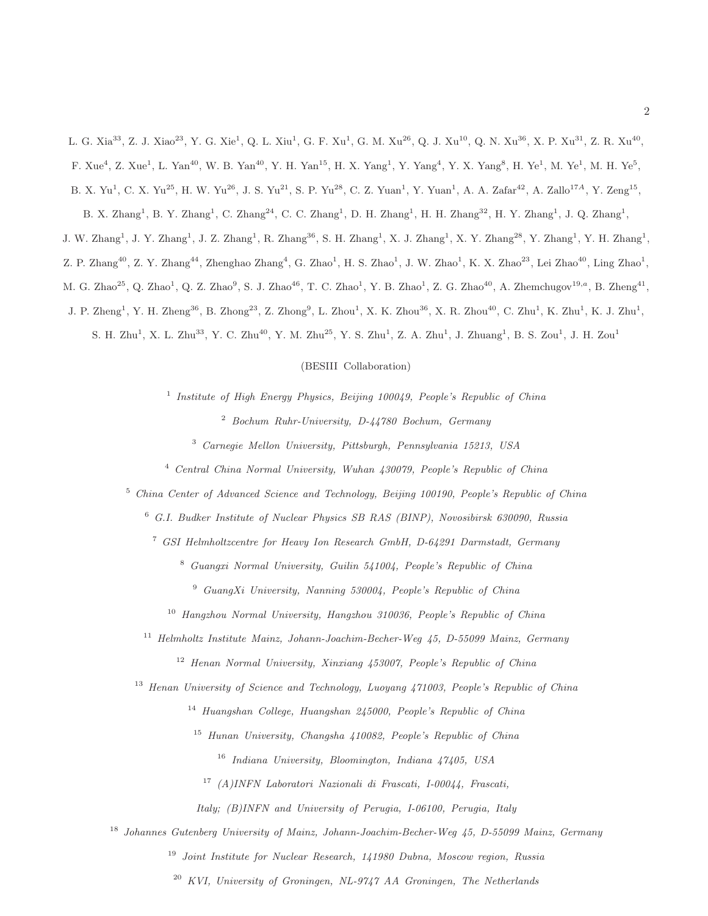L. G. Xia[33], Z. J. Xiao[23], Y. G. Xie[1], Q. L. Xiu[1], G. F. Xu[1], G. M. Xu[26], Q. J. Xu[10], Q. N. Xu[36], X. P. Xu[31], Z. R. Xu[40], F. Xue[4], Z. Xue[1], L. Yan[40], W. B. Yan[40], Y. H. Yan[15], H. X. Yang[1], Y. Yang[4], Y. X. Yang[8], H. Ye[1], M. Ye[1], M. H. Ye[5], B. X. Yu[1], C. X. Yu[25], H. W. Yu[26], J. S. Yu[21], S. P. Yu[28], C. Z. Yuan[1], Y. Yuan[1], A. A. Zafar[42], A. Zallo[17A], Y. Zeng[15], B. X. Zhang[1], B. Y. Zhang[1], C. Zhang[24], C. C. Zhang[1], D. H. Zhang[1], H. H. Zhang[32], H. Y. Zhang[1], J. Q. Zhang[1], J. W. Zhang[1], J. Y. Zhang[1], J. Z. Zhang[1], R. Zhang[36], S. H. Zhang[1], X. J. Zhang[1], X. Y. Zhang[28], Y. Zhang[1], Y. H. Zhang[1], Z. P. Zhang[40], Z. Y. Zhang[44], Zhenghao Zhang[4], G. Zhao[1], H. S. Zhao[1], J. W. Zhao[1], K. X. Zhao[23], Lei Zhao[40], Ling Zhao[1], M. G. Zhao[25], Q. Zhao[1], Q. Z. Zhao[9], S. J. Zhao[46], T. C. Zhao[1], Y. B. Zhao[1], Z. G. Zhao[40], A. Zhemchugov[19,a], B. Zheng[41], J. P. Zheng[1], Y. H. Zheng[36], B. Zhong[23], Z. Zhong[9], L. Zhou[1], X. K. Zhou[36], X. R. Zhou[40], C. Zhu[1], K. Zhu[1], K. J. Zhu[1], S. H. Zhu[1], X. L. Zhu[33], Y. C. Zhu[40], Y. M. Zhu[25], Y. S. Zhu[1], Z. A. Zhu[1], J. Zhuang[1], B. S. Zou[1], J. H. Zou[1]

(BESIII Collaboration)

[1] *Institute of High Energy Physics, Beijing 100049, People's Republic of China*

[2] *Bochum Ruhr-University, D-44780 Bochum, Germany*

[3] *Carnegie Mellon University, Pittsburgh, Pennsylvania 15213, USA*

[4] *Central China Normal University, Wuhan 430079, People's Republic of China*

[5] *China Center of Advanced Science and Technology, Beijing 100190, People's Republic of China*

[6] *G.I. Budker Institute of Nuclear Physics SB RAS (BINP), Novosibirsk 630090, Russia*

[7] *GSI Helmholtzcentre for Heavy Ion Research GmbH, D-64291 Darmstadt, Germany*

[8] *Guangxi Normal University, Guilin 541004, People's Republic of China*

[9] *GuangXi University, Nanning 530004, People's Republic of China*

[10] *Hangzhou Normal University, Hangzhou 310036, People's Republic of China*

[11] *Helmholtz Institute Mainz, Johann-Joachim-Becher-Weg 45, D-55099 Mainz, Germany*

[12] *Henan Normal University, Xinxiang 453007, People's Republic of China*

[13] *Henan University of Science and Technology, Luoyang 471003, People's Republic of China*

[14] *Huangshan College, Huangshan 245000, People's Republic of China*

[15] *Hunan University, Changsha 410082, People's Republic of China*

[16] *Indiana University, Bloomington, Indiana 47405, USA*

[17] *(A)INFN Laboratori Nazionali di Frascati, I-00044, Frascati, Italy; (B)INFN and University of Perugia, I-06100, Perugia, Italy*

[18] *Johannes Gutenberg University of Mainz, Johann-Joachim-Becher-Weg 45, D-55099 Mainz, Germany*

[19] *Joint Institute for Nuclear Research, 141980 Dubna, Moscow region, Russia*

[20] *KVI, University of Groningen, NL-9747 AA Groningen, The Netherlands*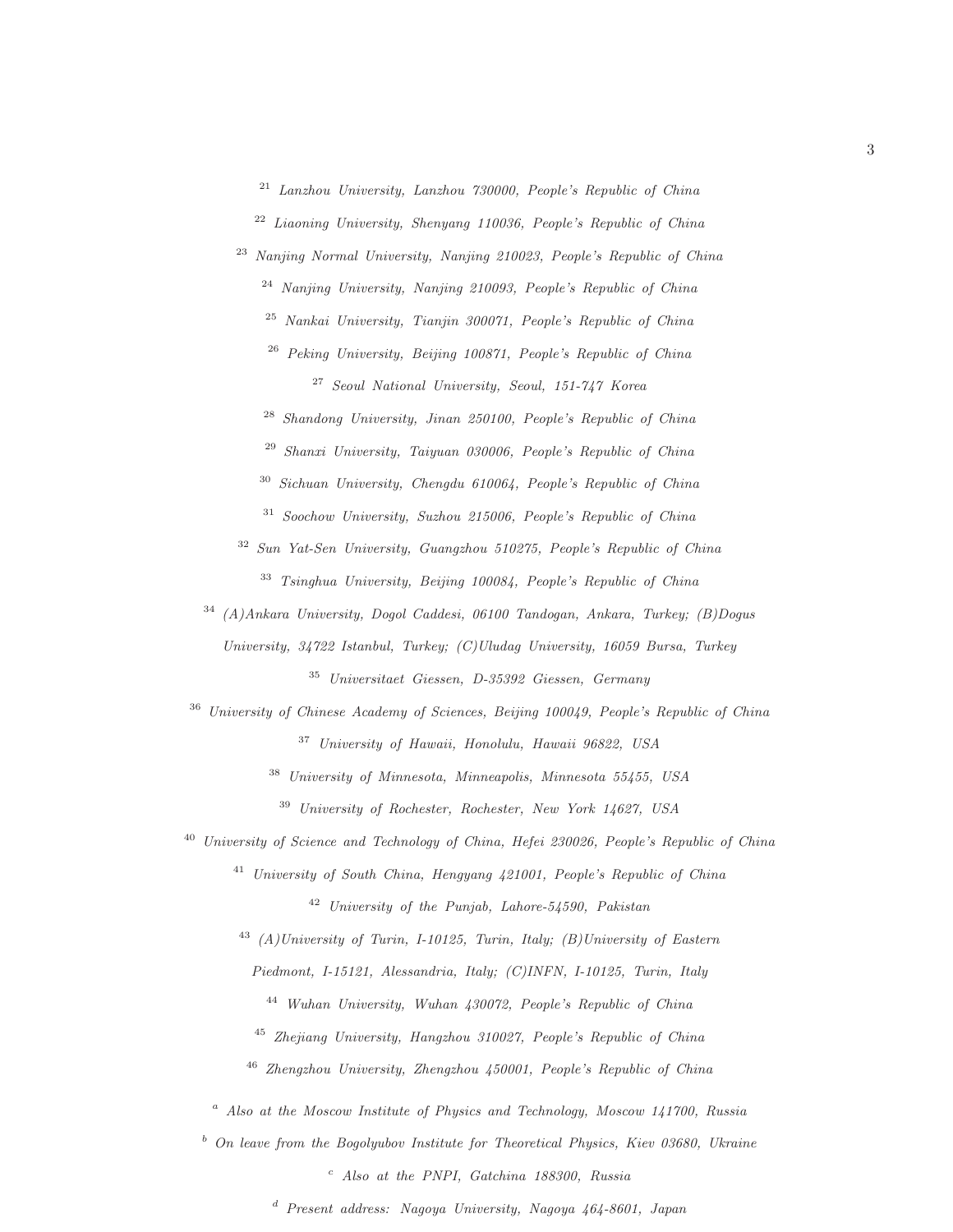[21] *Lanzhou University, Lanzhou 730000, People's Republic of China*

[22] *Liaoning University, Shenyang 110036, People's Republic of China*

[23] *Nanjing Normal University, Nanjing 210023, People's Republic of China*

[24] *Nanjing University, Nanjing 210093, People's Republic of China*

[25] *Nankai University, Tianjin 300071, People's Republic of China*

[26] *Peking University, Beijing 100871, People's Republic of China*

[27] *Seoul National University, Seoul, 151-747 Korea*

[28] *Shandong University, Jinan 250100, People's Republic of China*

[29] *Shanxi University, Taiyuan 030006, People's Republic of China*

[30] *Sichuan University, Chengdu 610064, People's Republic of China*

[31] *Soochow University, Suzhou 215006, People's Republic of China*

[32] *Sun Yat-Sen University, Guangzhou 510275, People's Republic of China*

[33] *Tsinghua University, Beijing 100084, People's Republic of China*

[34] *(A)Ankara University, Dogol Caddesi, 06100 Tandogan, Ankara, Turkey; (B)Dogus University, 34722 Istanbul, Turkey; (C)Uludag University, 16059 Bursa, Turkey*

[35] *Universitaet Giessen, D-35392 Giessen, Germany*

[36] *University of Chinese Academy of Sciences, Beijing 100049, People's Republic of China*

[37] *University of Hawaii, Honolulu, Hawaii 96822, USA*

[38] *University of Minnesota, Minneapolis, Minnesota 55455, USA*

[39] *University of Rochester, Rochester, New York 14627, USA*

[40] *University of Science and Technology of China, Hefei 230026, People's Republic of China*

[41] *University of South China, Hengyang 421001, People's Republic of China*

[42] *University of the Punjab, Lahore-54590, Pakistan*

[43] *(A)University of Turin, I-10125, Turin, Italy; (B)University of Eastern Piedmont, I-15121, Alessandria, Italy; (C)INFN, I-10125, Turin, Italy*

[44] *Wuhan University, Wuhan 430072, People's Republic of China*

[45] *Zhejiang University, Hangzhou 310027, People's Republic of China*

[46] *Zhengzhou University, Zhengzhou 450001, People's Republic of China*

[a] *Also at the Moscow Institute of Physics and Technology, Moscow 141700, Russia*

[b] *On leave from the Bogolyubov Institute for Theoretical Physics, Kiev 03680, Ukraine*

[c] *Also at the PNPI, Gatchina 188300, Russia*

[d] *Present address: Nagoya University, Nagoya 464-8601, Japan*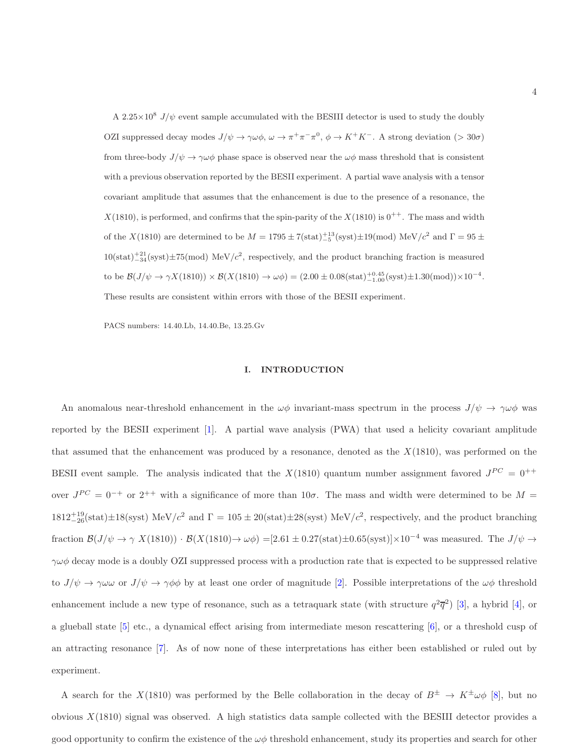A $2.25\times10^8$ $J/\psi$ event sample accumulated with the BESIII detector is used to study the doubly OZI suppressed decay modes $J/\psi \to \gamma\omega\phi$, $\omega \to \pi^+\pi^-\pi^0$, $\phi \to K^+K^-$. A strong deviation ($> 30\sigma$) from three-body $J/\psi \to \gamma\omega\phi$ phase space is observed near the $\omega\phi$ mass threshold that is consistent with a previous observation reported by the BESII experiment. A partial wave analysis with a tensor covariant amplitude that assumes that the enhancement is due to the presence of a resonance, the $X(1810)$, is performed, and confirms that the spin-parity of the $X(1810)$ is $0^{++}$. The mass and width of the $X(1810)$ are determined to be $M = 1795 \pm 7(\text{stat})^{+13}_{-5}(\text{syst}) \pm 19(\text{mod})$ MeV/$c^2$ and $\Gamma = 95 \pm 10(\text{stat})^{+21}_{-34}(\text{syst}) \pm 75(\text{mod})$ MeV/$c^2$, respectively, and the product branching fraction is measured to be $\mathcal{B}(J/\psi \to \gamma X(1810)) \times \mathcal{B}(X(1810) \to \omega\phi) = (2.00 \pm 0.08(\text{stat})^{+0.45}_{-1.00}(\text{syst}) \pm 1.30(\text{mod})) \times 10^{-4}$. These results are consistent within errors with those of the BESII experiment.

PACS numbers: 14.40.Lb, 14.40.Be, 13.25.Gv

## I. INTRODUCTION

An anomalous near-threshold enhancement in the $\omega\phi$ invariant-mass spectrum in the process $J/\psi \to \gamma\omega\phi$ was reported by the BESII experiment [1]. A partial wave analysis (PWA) that used a helicity covariant amplitude that assumed that the enhancement was produced by a resonance, denoted as the $X(1810)$, was performed on the BESII event sample. The analysis indicated that the $X(1810)$ quantum number assignment favored $J^{PC} = 0^{++}$ over $J^{PC} = 0^{-+}$ or $2^{++}$ with a significance of more than $10\sigma$. The mass and width were determined to be $M = 1812^{+19}_{-26}(\text{stat}) \pm 18(\text{syst})$ MeV/$c^2$ and $\Gamma = 105 \pm 20(\text{stat}) \pm 28(\text{syst})$ MeV/$c^2$, respectively, and the product branching fraction $\mathcal{B}(J/\psi \to \gamma\ X(1810)) \cdot \mathcal{B}(X(1810) \to \omega\phi) = [2.61 \pm 0.27(\text{stat}) \pm 0.65(\text{syst})] \times 10^{-4}$ was measured. The $J/\psi \to \gamma\omega\phi$ decay mode is a doubly OZI suppressed process with a production rate that is expected to be suppressed relative to $J/\psi \to \gamma\omega\omega$ or $J/\psi \to \gamma\phi\phi$ by at least one order of magnitude [2]. Possible interpretations of the $\omega\phi$ threshold enhancement include a new type of resonance, such as a tetraquark state (with structure $q^2\overline{q}^2$) [3], a hybrid [4], or a glueball state [5] etc., a dynamical effect arising from intermediate meson rescattering [6], or a threshold cusp of an attracting resonance [7]. As of now none of these interpretations has either been established or ruled out by experiment.

A search for the $X(1810)$ was performed by the Belle collaboration in the decay of $B^\pm \to K^\pm\omega\phi$ [8], but no obvious $X(1810)$ signal was observed. A high statistics data sample collected with the BESIII detector provides a good opportunity to confirm the existence of the $\omega\phi$ threshold enhancement, study its properties and search for other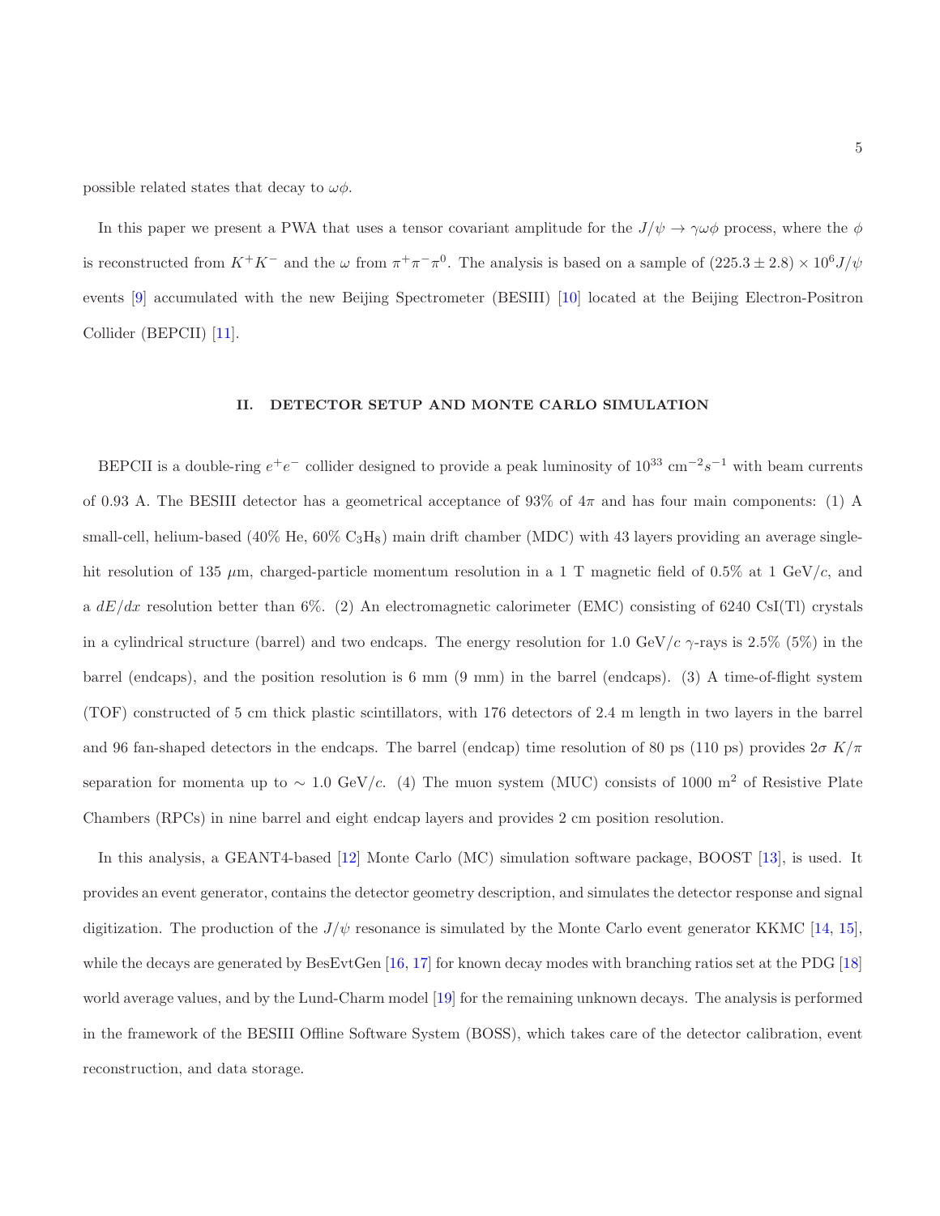possible related states that decay to $\omega\phi$.

In this paper we present a PWA that uses a tensor covariant amplitude for the $J/\psi \to \gamma\omega\phi$ process, where the $\phi$ is reconstructed from $K^+K^-$ and the $\omega$ from $\pi^+\pi^-\pi^0$. The analysis is based on a sample of $(225.3 \pm 2.8) \times 10^6 J/\psi$ events [9] accumulated with the new Beijing Spectrometer (BESIII) [10] located at the Beijing Electron-Positron Collider (BEPCII) [11].

## II. DETECTOR SETUP AND MONTE CARLO SIMULATION

BEPCII is a double-ring $e^+e^-$ collider designed to provide a peak luminosity of $10^{33}$ cm$^{-2}s^{-1}$ with beam currents of 0.93 A. The BESIII detector has a geometrical acceptance of 93% of $4\pi$ and has four main components: (1) A small-cell, helium-based (40% He, 60% $C_3H_8$) main drift chamber (MDC) with 43 layers providing an average single-hit resolution of 135 $\mu$m, charged-particle momentum resolution in a 1 T magnetic field of 0.5% at 1 GeV/$c$, and a $dE/dx$ resolution better than 6%. (2) An electromagnetic calorimeter (EMC) consisting of 6240 CsI(Tl) crystals in a cylindrical structure (barrel) and two endcaps. The energy resolution for 1.0 GeV/$c$ $\gamma$-rays is 2.5% (5%) in the barrel (endcaps), and the position resolution is 6 mm (9 mm) in the barrel (endcaps). (3) A time-of-flight system (TOF) constructed of 5 cm thick plastic scintillators, with 176 detectors of 2.4 m length in two layers in the barrel and 96 fan-shaped detectors in the endcaps. The barrel (endcap) time resolution of 80 ps (110 ps) provides $2\sigma$ $K/\pi$ separation for momenta up to $\sim$ 1.0 GeV/$c$. (4) The muon system (MUC) consists of 1000 m$^2$ of Resistive Plate Chambers (RPCs) in nine barrel and eight endcap layers and provides 2 cm position resolution.

In this analysis, a GEANT4-based [12] Monte Carlo (MC) simulation software package, BOOST [13], is used. It provides an event generator, contains the detector geometry description, and simulates the detector response and signal digitization. The production of the $J/\psi$ resonance is simulated by the Monte Carlo event generator KKMC [14, 15], while the decays are generated by BesEvtGen [16, 17] for known decay modes with branching ratios set at the PDG [18] world average values, and by the Lund-Charm model [19] for the remaining unknown decays. The analysis is performed in the framework of the BESIII Offline Software System (BOSS), which takes care of the detector calibration, event reconstruction, and data storage.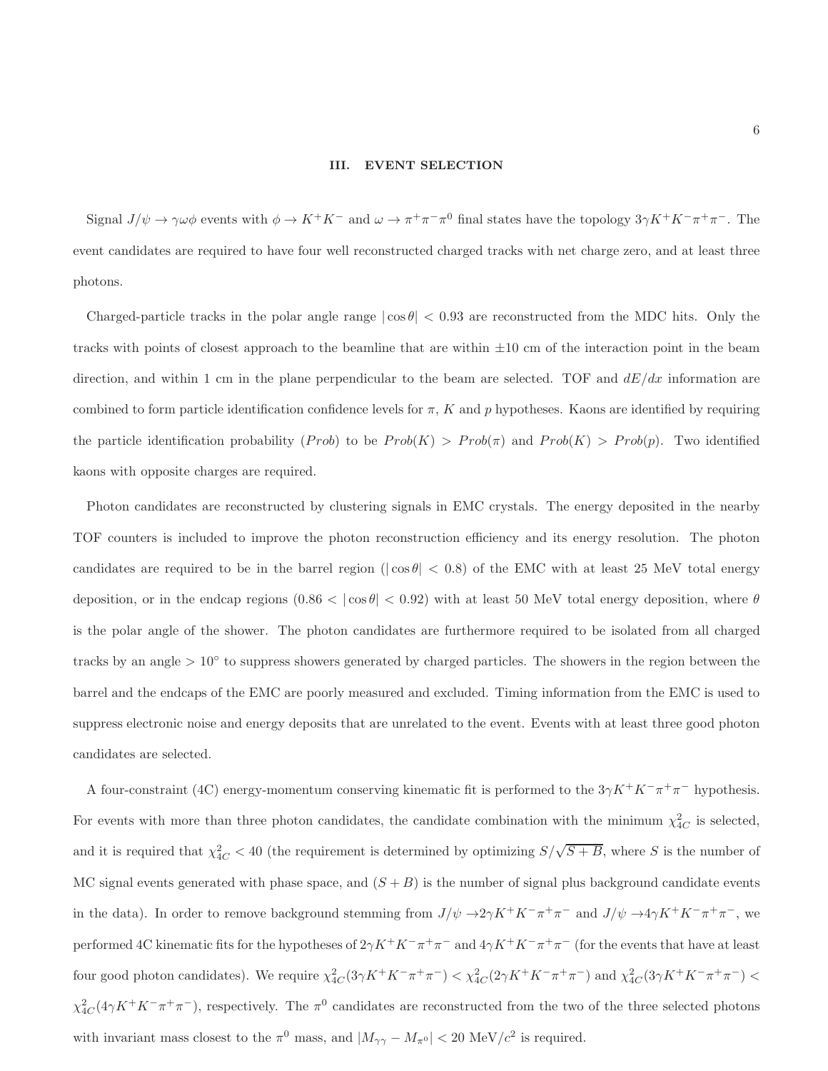## III. EVENT SELECTION

Signal $J/\psi \to \gamma\omega\phi$ events with $\phi \to K^+K^-$ and $\omega \to \pi^+\pi^-\pi^0$ final states have the topology $3\gamma K^+K^-\pi^+\pi^-$. The event candidates are required to have four well reconstructed charged tracks with net charge zero, and at least three photons.

Charged-particle tracks in the polar angle range $|\cos\theta| < 0.93$ are reconstructed from the MDC hits. Only the tracks with points of closest approach to the beamline that are within $\pm 10$ cm of the interaction point in the beam direction, and within 1 cm in the plane perpendicular to the beam are selected. TOF and $dE/dx$ information are combined to form particle identification confidence levels for $\pi$, $K$ and $p$ hypotheses. Kaons are identified by requiring the particle identification probability ($Prob$) to be $Prob(K) > Prob(\pi)$ and $Prob(K) > Prob(p)$. Two identified kaons with opposite charges are required.

Photon candidates are reconstructed by clustering signals in EMC crystals. The energy deposited in the nearby TOF counters is included to improve the photon reconstruction efficiency and its energy resolution. The photon candidates are required to be in the barrel region ($|\cos\theta| < 0.8$) of the EMC with at least 25 MeV total energy deposition, or in the endcap regions ($0.86 < |\cos\theta| < 0.92$) with at least 50 MeV total energy deposition, where $\theta$ is the polar angle of the shower. The photon candidates are furthermore required to be isolated from all charged tracks by an angle $> 10^\circ$ to suppress showers generated by charged particles. The showers in the region between the barrel and the endcaps of the EMC are poorly measured and excluded. Timing information from the EMC is used to suppress electronic noise and energy deposits that are unrelated to the event. Events with at least three good photon candidates are selected.

A four-constraint (4C) energy-momentum conserving kinematic fit is performed to the $3\gamma K^+K^-\pi^+\pi^-$ hypothesis. For events with more than three photon candidates, the candidate combination with the minimum $\chi^2_{4C}$ is selected, and it is required that $\chi^2_{4C} < 40$ (the requirement is determined by optimizing $S/\sqrt{S+B}$, where $S$ is the number of MC signal events generated with phase space, and $(S+B)$ is the number of signal plus background candidate events in the data). In order to remove background stemming from $J/\psi \to 2\gamma K^+K^-\pi^+\pi^-$ and $J/\psi \to 4\gamma K^+K^-\pi^+\pi^-$, we performed 4C kinematic fits for the hypotheses of $2\gamma K^+K^-\pi^+\pi^-$ and $4\gamma K^+K^-\pi^+\pi^-$ (for the events that have at least four good photon candidates). We require $\chi^2_{4C}(3\gamma K^+K^-\pi^+\pi^-) < \chi^2_{4C}(2\gamma K^+K^-\pi^+\pi^-)$ and $\chi^2_{4C}(3\gamma K^+K^-\pi^+\pi^-) < \chi^2_{4C}(4\gamma K^+K^-\pi^+\pi^-)$, respectively. The $\pi^0$ candidates are reconstructed from the two of the three selected photons with invariant mass closest to the $\pi^0$ mass, and $|M_{\gamma\gamma} - M_{\pi^0}| < 20$ MeV/$c^2$ is required.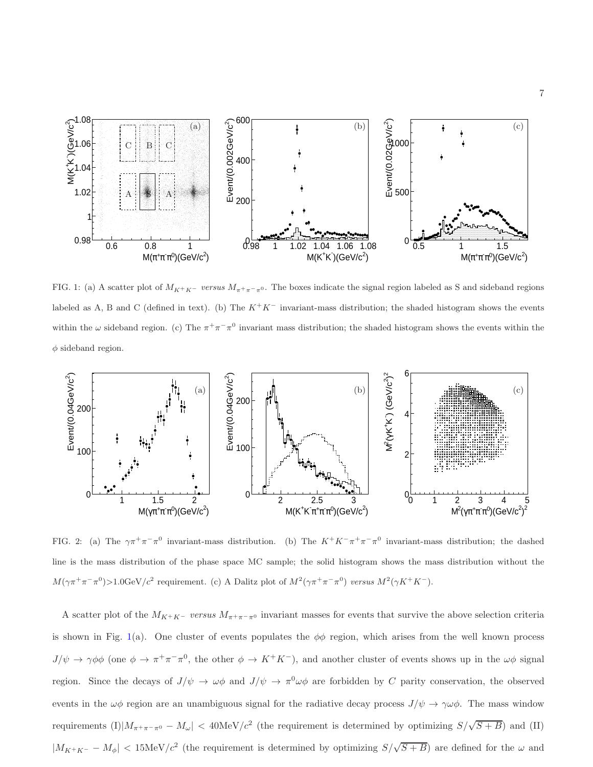FIG. 1: (a) A scatter plot of $M_{K^+K^-}$ *versus* $M_{\pi^+\pi^-\pi^0}$. The boxes indicate the signal region labeled as S and sideband regions labeled as A, B and C (defined in text). (b) The $K^+K^-$ invariant-mass distribution; the shaded histogram shows the events within the $\omega$ sideband region. (c) The $\pi^+\pi^-\pi^0$ invariant mass distribution; the shaded histogram shows the events within the $\phi$ sideband region.

FIG. 2: (a) The $\gamma\pi^+\pi^-\pi^0$ invariant-mass distribution. (b) The $K^+K^-\pi^+\pi^-\pi^0$ invariant-mass distribution; the dashed line is the mass distribution of the phase space MC sample; the solid histogram shows the mass distribution without the $M(\gamma\pi^+\pi^-\pi^0)$>1.0GeV/$c^2$ requirement. (c) A Dalitz plot of $M^2(\gamma\pi^+\pi^-\pi^0)$ *versus* $M^2(\gamma K^+K^-)$.

A scatter plot of the $M_{K^+K^-}$ *versus* $M_{\pi^+\pi^-\pi^0}$ invariant masses for events that survive the above selection criteria is shown in Fig. 1(a). One cluster of events populates the $\phi\phi$ region, which arises from the well known process $J/\psi \to \gamma\phi\phi$ (one $\phi \to \pi^+\pi^-\pi^0$, the other $\phi \to K^+K^-$), and another cluster of events shows up in the $\omega\phi$ signal region. Since the decays of $J/\psi \to \omega\phi$ and $J/\psi \to \pi^0\omega\phi$ are forbidden by $C$ parity conservation, the observed events in the $\omega\phi$ region are an unambiguous signal for the radiative decay process $J/\psi \to \gamma\omega\phi$. The mass window requirements (I)$|M_{\pi^+\pi^-\pi^0} - M_\omega| < 40\text{MeV}/c^2$ (the requirement is determined by optimizing $S/\sqrt{S+B}$) and (II) $|M_{K^+K^-} - M_\phi| < 15\text{MeV}/c^2$ (the requirement is determined by optimizing $S/\sqrt{S+B}$) are defined for the $\omega$ and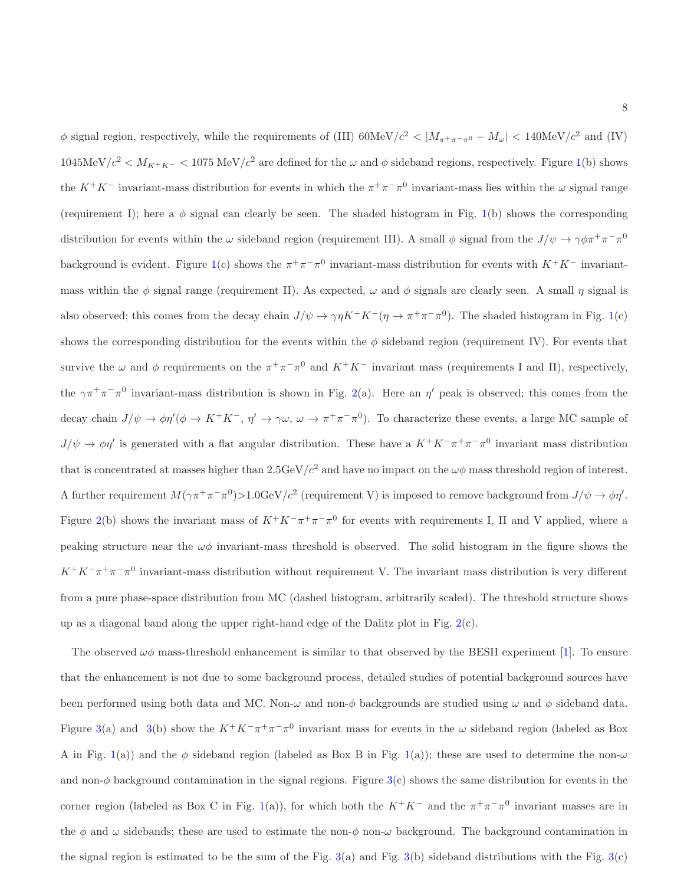$\phi$ signal region, respectively, while the requirements of (III) $60\text{MeV}/c^2 < |M_{\pi^+\pi^-\pi^0} - M_\omega| < 140\text{MeV}/c^2$ and (IV) $1045\text{MeV}/c^2 < M_{K^+K^-} < 1075\ \text{MeV}/c^2$ are defined for the $\omega$ and $\phi$ sideband regions, respectively. Figure 1(b) shows the $K^+K^-$ invariant-mass distribution for events in which the $\pi^+\pi^-\pi^0$ invariant-mass lies within the $\omega$ signal range (requirement I); here a $\phi$ signal can clearly be seen. The shaded histogram in Fig. 1(b) shows the corresponding distribution for events within the $\omega$ sideband region (requirement III). A small $\phi$ signal from the $J/\psi \to \gamma\phi\pi^+\pi^-\pi^0$ background is evident. Figure 1(c) shows the $\pi^+\pi^-\pi^0$ invariant-mass distribution for events with $K^+K^-$ invariant-mass within the $\phi$ signal range (requirement II). As expected, $\omega$ and $\phi$ signals are clearly seen. A small $\eta$ signal is also observed; this comes from the decay chain $J/\psi \to \gamma\eta K^+K^-(\eta \to \pi^+\pi^-\pi^0)$. The shaded histogram in Fig. 1(c) shows the corresponding distribution for the events within the $\phi$ sideband region (requirement IV). For events that survive the $\omega$ and $\phi$ requirements on the $\pi^+\pi^-\pi^0$ and $K^+K^-$ invariant mass (requirements I and II), respectively, the $\gamma\pi^+\pi^-\pi^0$ invariant-mass distribution is shown in Fig. 2(a). Here an $\eta'$ peak is observed; this comes from the decay chain $J/\psi \to \phi\eta'(\phi \to K^+K^-,\ \eta' \to \gamma\omega,\ \omega \to \pi^+\pi^-\pi^0)$. To characterize these events, a large MC sample of $J/\psi \to \phi\eta'$ is generated with a flat angular distribution. These have a $K^+K^-\pi^+\pi^-\pi^0$ invariant mass distribution that is concentrated at masses higher than $2.5\text{GeV}/c^2$ and have no impact on the $\omega\phi$ mass threshold region of interest. A further requirement $M(\gamma\pi^+\pi^-\pi^0){>}1.0\text{GeV}/c^2$ (requirement V) is imposed to remove background from $J/\psi \to \phi\eta'$. Figure 2(b) shows the invariant mass of $K^+K^-\pi^+\pi^-\pi^0$ for events with requirements I, II and V applied, where a peaking structure near the $\omega\phi$ invariant-mass threshold is observed. The solid histogram in the figure shows the $K^+K^-\pi^+\pi^-\pi^0$ invariant-mass distribution without requirement V. The invariant mass distribution is very different from a pure phase-space distribution from MC (dashed histogram, arbitrarily scaled). The threshold structure shows up as a diagonal band along the upper right-hand edge of the Dalitz plot in Fig. 2(c).

The observed $\omega\phi$ mass-threshold enhancement is similar to that observed by the BESII experiment [1]. To ensure that the enhancement is not due to some background process, detailed studies of potential background sources have been performed using both data and MC. Non-$\omega$ and non-$\phi$ backgrounds are studied using $\omega$ and $\phi$ sideband data. Figure 3(a) and 3(b) show the $K^+K^-\pi^+\pi^-\pi^0$ invariant mass for events in the $\omega$ sideband region (labeled as Box A in Fig. 1(a)) and the $\phi$ sideband region (labeled as Box B in Fig. 1(a)); these are used to determine the non-$\omega$ and non-$\phi$ background contamination in the signal regions. Figure 3(c) shows the same distribution for events in the corner region (labeled as Box C in Fig. 1(a)), for which both the $K^+K^-$ and the $\pi^+\pi^-\pi^0$ invariant masses are in the $\phi$ and $\omega$ sidebands; these are used to estimate the non-$\phi$ non-$\omega$ background. The background contamination in the signal region is estimated to be the sum of the Fig. 3(a) and Fig. 3(b) sideband distributions with the Fig. 3(c)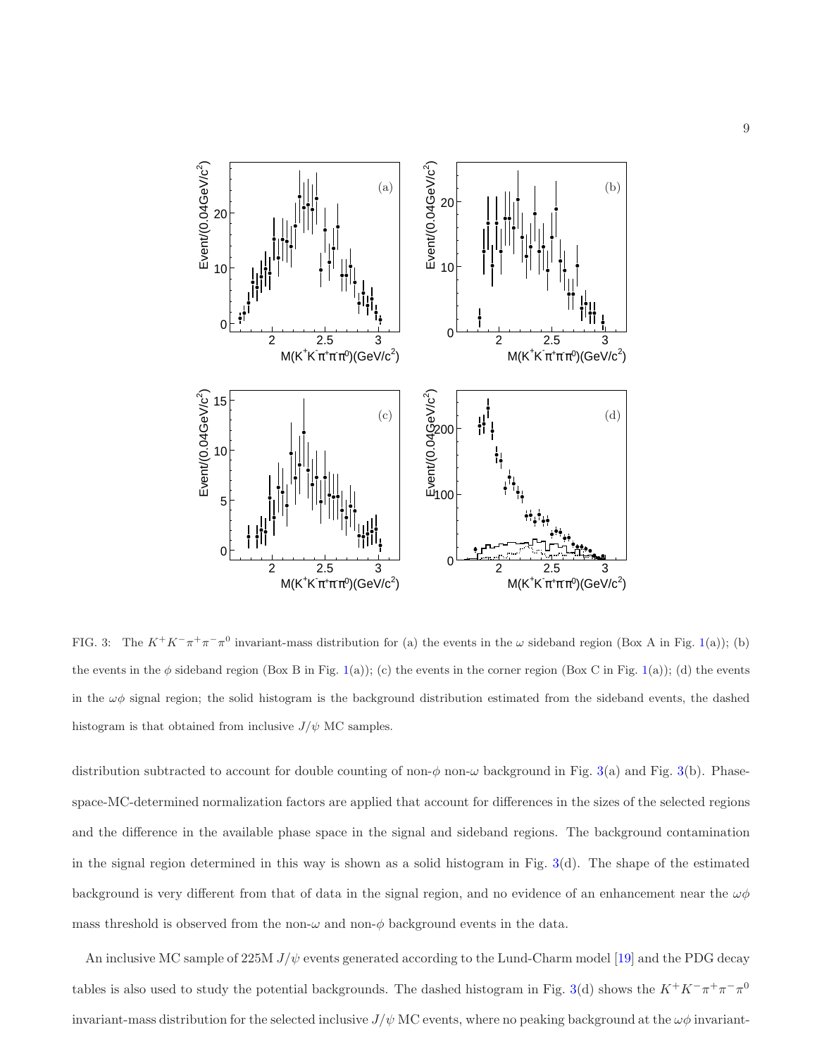FIG. 3: The $K^+K^-\pi^+\pi^-\pi^0$ invariant-mass distribution for (a) the events in the $\omega$ sideband region (Box A in Fig. 1(a)); (b) the events in the $\phi$ sideband region (Box B in Fig. 1(a)); (c) the events in the corner region (Box C in Fig. 1(a)); (d) the events in the $\omega\phi$ signal region; the solid histogram is the background distribution estimated from the sideband events, the dashed histogram is that obtained from inclusive $J/\psi$ MC samples.

distribution subtracted to account for double counting of non-$\phi$ non-$\omega$ background in Fig. 3(a) and Fig. 3(b). Phase-space-MC-determined normalization factors are applied that account for differences in the sizes of the selected regions and the difference in the available phase space in the signal and sideband regions. The background contamination in the signal region determined in this way is shown as a solid histogram in Fig. 3(d). The shape of the estimated background is very different from that of data in the signal region, and no evidence of an enhancement near the $\omega\phi$ mass threshold is observed from the non-$\omega$ and non-$\phi$ background events in the data.

An inclusive MC sample of 225M $J/\psi$ events generated according to the Lund-Charm model [19] and the PDG decay tables is also used to study the potential backgrounds. The dashed histogram in Fig. 3(d) shows the $K^+K^-\pi^+\pi^-\pi^0$ invariant-mass distribution for the selected inclusive $J/\psi$ MC events, where no peaking background at the $\omega\phi$ invariant-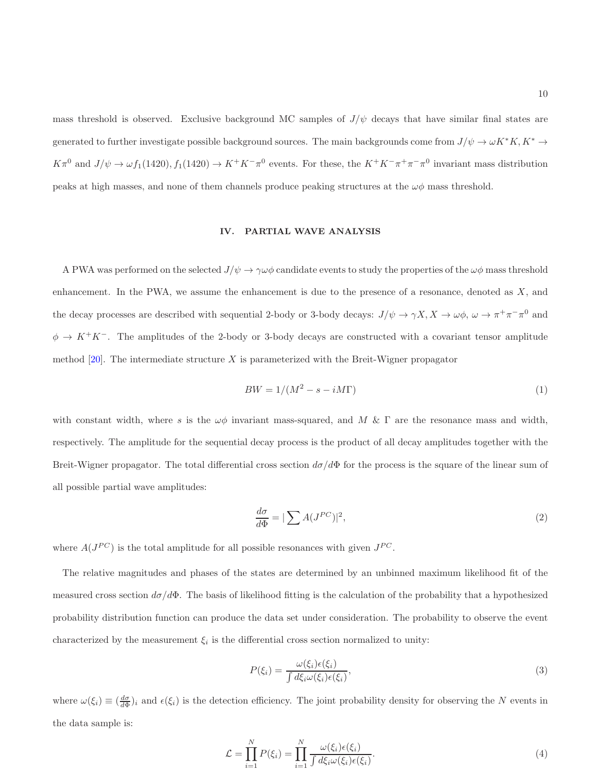mass threshold is observed. Exclusive background MC samples of $J/\psi$ decays that have similar final states are generated to further investigate possible background sources. The main backgrounds come from $J/\psi \to \omega K^* K, K^* \to K\pi^0$ and $J/\psi \to \omega f_1(1420), f_1(1420) \to K^+K^-\pi^0$ events. For these, the $K^+K^-\pi^+\pi^-\pi^0$ invariant mass distribution peaks at high masses, and none of them channels produce peaking structures at the $\omega\phi$ mass threshold.

## IV. PARTIAL WAVE ANALYSIS

A PWA was performed on the selected $J/\psi \to \gamma\omega\phi$ candidate events to study the properties of the $\omega\phi$ mass threshold enhancement. In the PWA, we assume the enhancement is due to the presence of a resonance, denoted as $X$, and the decay processes are described with sequential 2-body or 3-body decays: $J/\psi \to \gamma X, X \to \omega\phi$, $\omega \to \pi^+\pi^-\pi^0$ and $\phi \to K^+K^-$. The amplitudes of the 2-body or 3-body decays are constructed with a covariant tensor amplitude method [20]. The intermediate structure $X$ is parameterized with the Breit-Wigner propagator

$$BW = 1/(M^2 - s - iM\Gamma) \tag{1}$$

with constant width, where $s$ is the $\omega\phi$ invariant mass-squared, and $M$ & $\Gamma$ are the resonance mass and width, respectively. The amplitude for the sequential decay process is the product of all decay amplitudes together with the Breit-Wigner propagator. The total differential cross section $d\sigma/d\Phi$ for the process is the square of the linear sum of all possible partial wave amplitudes:

$$\frac{d\sigma}{d\Phi} = |\sum A(J^{PC})|^2, \tag{2}$$

where $A(J^{PC})$ is the total amplitude for all possible resonances with given $J^{PC}$.

The relative magnitudes and phases of the states are determined by an unbinned maximum likelihood fit of the measured cross section $d\sigma/d\Phi$. The basis of likelihood fitting is the calculation of the probability that a hypothesized probability distribution function can produce the data set under consideration. The probability to observe the event characterized by the measurement $\xi_i$ is the differential cross section normalized to unity:

$$P(\xi_i) = \frac{\omega(\xi_i)\epsilon(\xi_i)}{\int d\xi_i \omega(\xi_i)\epsilon(\xi_i)}, \tag{3}$$

where $\omega(\xi_i) \equiv (\frac{d\sigma}{d\Phi})_i$ and $\epsilon(\xi_i)$ is the detection efficiency. The joint probability density for observing the $N$ events in the data sample is:

$$\mathcal{L} = \prod_{i=1}^{N} P(\xi_i) = \prod_{i=1}^{N} \frac{\omega(\xi_i)\epsilon(\xi_i)}{\int d\xi_i \omega(\xi_i)\epsilon(\xi_i)}. \tag{4}$$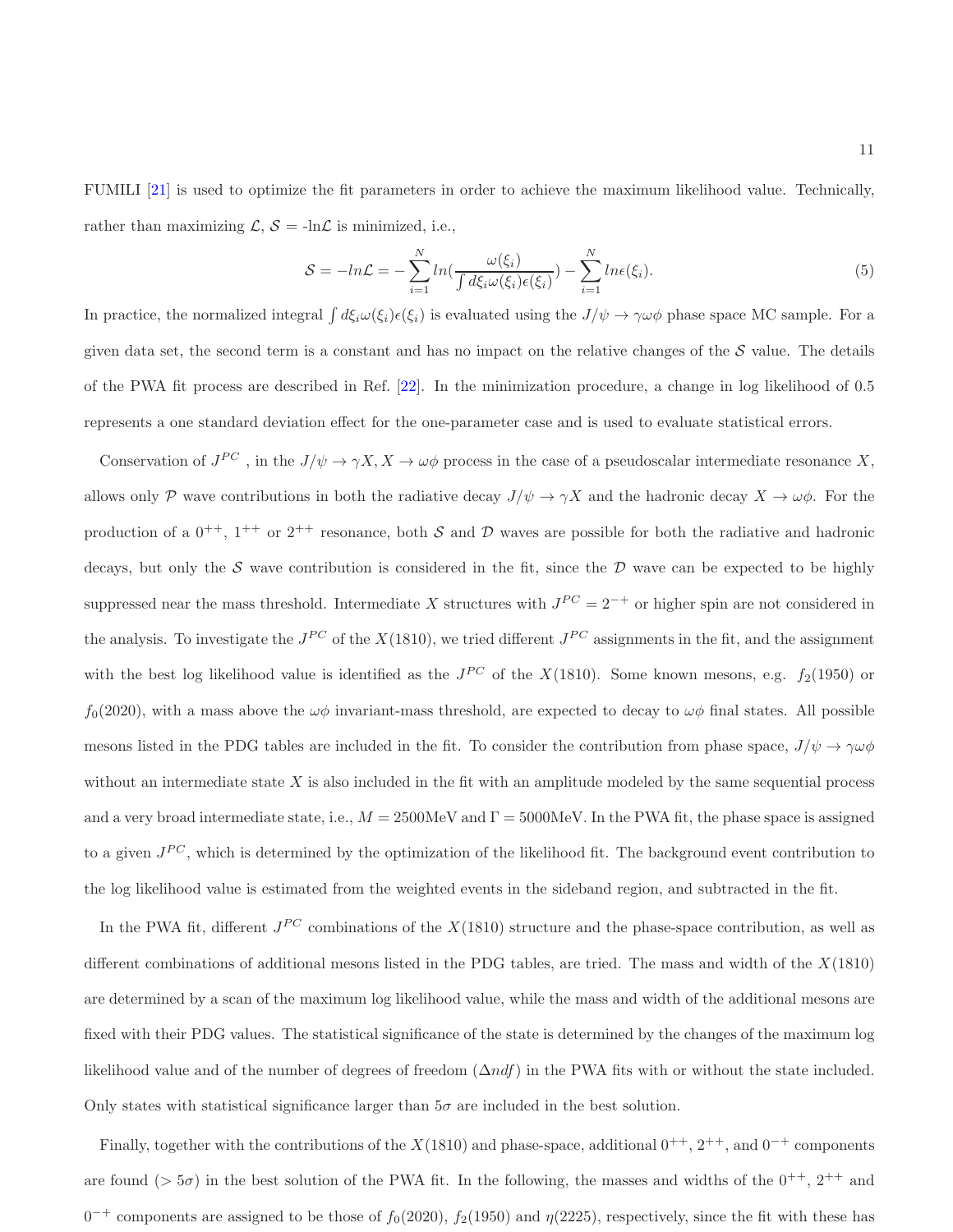FUMILI [21] is used to optimize the fit parameters in order to achieve the maximum likelihood value. Technically, rather than maximizing $\mathcal{L}$, $\mathcal{S}$ = -ln$\mathcal{L}$ is minimized, i.e.,

$$\mathcal{S} = -ln\mathcal{L} = -\sum_{i=1}^{N} ln(\frac{\omega(\xi_i)}{\int d\xi_i \omega(\xi_i)\epsilon(\xi_i)}) - \sum_{i=1}^{N} ln\epsilon(\xi_i). \tag{5}$$

In practice, the normalized integral $\int d\xi_i \omega(\xi_i)\epsilon(\xi_i)$ is evaluated using the $J/\psi \to \gamma\omega\phi$ phase space MC sample. For a given data set, the second term is a constant and has no impact on the relative changes of the $\mathcal{S}$ value. The details of the PWA fit process are described in Ref. [22]. In the minimization procedure, a change in log likelihood of 0.5 represents a one standard deviation effect for the one-parameter case and is used to evaluate statistical errors.

Conservation of $J^{PC}$ , in the $J/\psi \to \gamma X, X \to \omega\phi$ process in the case of a pseudoscalar intermediate resonance $X$, allows only $\mathcal{P}$ wave contributions in both the radiative decay $J/\psi \to \gamma X$ and the hadronic decay $X \to \omega\phi$. For the production of a $0^{++}$, $1^{++}$ or $2^{++}$ resonance, both $\mathcal{S}$ and $\mathcal{D}$ waves are possible for both the radiative and hadronic decays, but only the $\mathcal{S}$ wave contribution is considered in the fit, since the $\mathcal{D}$ wave can be expected to be highly suppressed near the mass threshold. Intermediate $X$ structures with $J^{PC} = 2^{-+}$ or higher spin are not considered in the analysis. To investigate the $J^{PC}$ of the $X(1810)$, we tried different $J^{PC}$ assignments in the fit, and the assignment with the best log likelihood value is identified as the $J^{PC}$ of the $X(1810)$. Some known mesons, e.g. $f_2(1950)$ or $f_0(2020)$, with a mass above the $\omega\phi$ invariant-mass threshold, are expected to decay to $\omega\phi$ final states. All possible mesons listed in the PDG tables are included in the fit. To consider the contribution from phase space, $J/\psi \to \gamma\omega\phi$ without an intermediate state $X$ is also included in the fit with an amplitude modeled by the same sequential process and a very broad intermediate state, i.e., $M = 2500$MeV and $\Gamma = 5000$MeV. In the PWA fit, the phase space is assigned to a given $J^{PC}$, which is determined by the optimization of the likelihood fit. The background event contribution to the log likelihood value is estimated from the weighted events in the sideband region, and subtracted in the fit.

In the PWA fit, different $J^{PC}$ combinations of the $X(1810)$ structure and the phase-space contribution, as well as different combinations of additional mesons listed in the PDG tables, are tried. The mass and width of the $X(1810)$ are determined by a scan of the maximum log likelihood value, while the mass and width of the additional mesons are fixed with their PDG values. The statistical significance of the state is determined by the changes of the maximum log likelihood value and of the number of degrees of freedom ($\Delta ndf$) in the PWA fits with or without the state included. Only states with statistical significance larger than $5\sigma$ are included in the best solution.

Finally, together with the contributions of the $X(1810)$ and phase-space, additional $0^{++}$, $2^{++}$, and $0^{-+}$ components are found ($> 5\sigma$) in the best solution of the PWA fit. In the following, the masses and widths of the $0^{++}$, $2^{++}$ and $0^{-+}$ components are assigned to be those of $f_0(2020)$, $f_2(1950)$ and $\eta(2225)$, respectively, since the fit with these has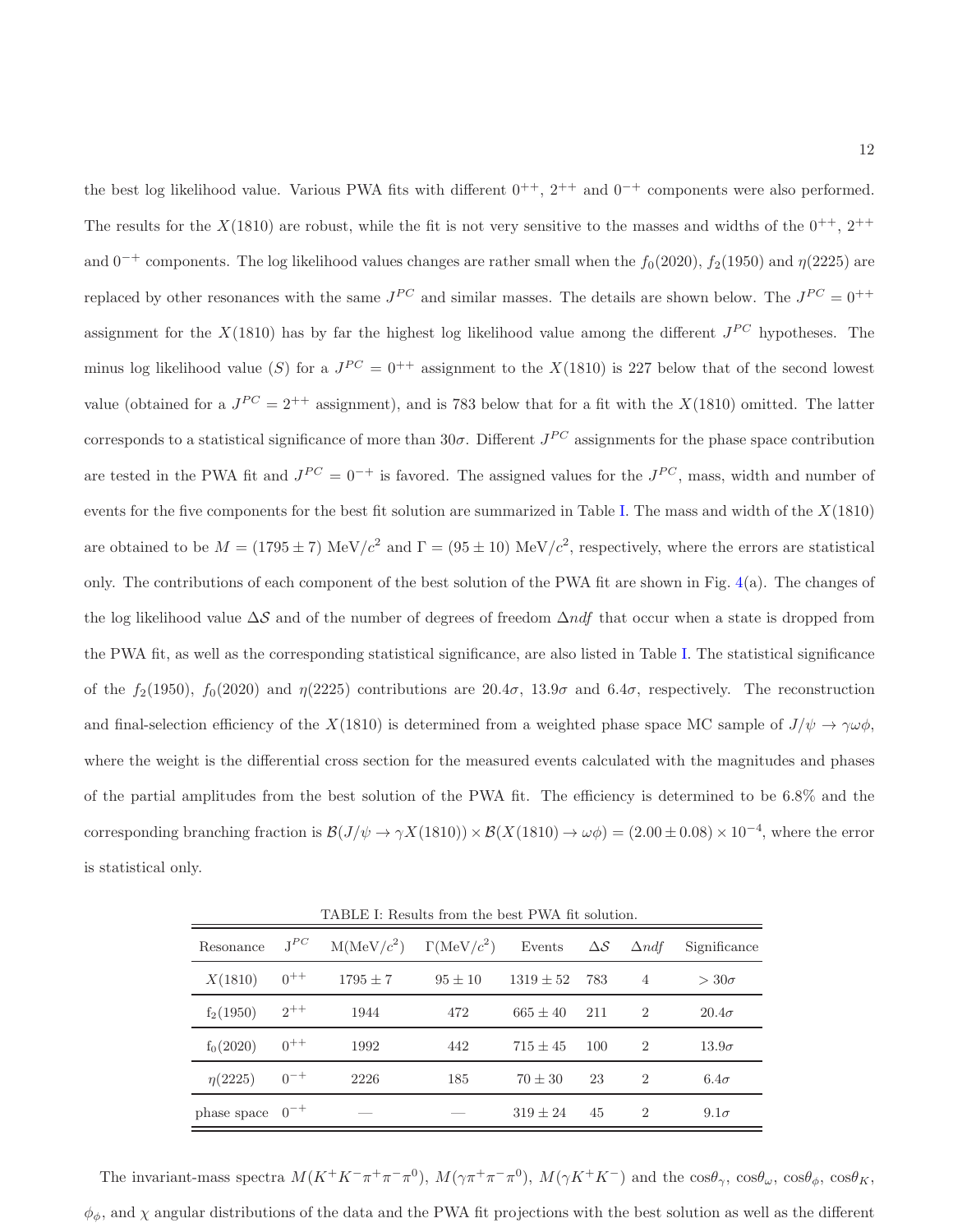the best log likelihood value. Various PWA fits with different $0^{++}$, $2^{++}$ and $0^{-+}$ components were also performed. The results for the $X(1810)$ are robust, while the fit is not very sensitive to the masses and widths of the $0^{++}$, $2^{++}$ and $0^{-+}$ components. The log likelihood values changes are rather small when the $f_0(2020)$, $f_2(1950)$ and $\eta(2225)$ are replaced by other resonances with the same $J^{PC}$ and similar masses. The details are shown below. The $J^{PC} = 0^{++}$ assignment for the $X(1810)$ has by far the highest log likelihood value among the different $J^{PC}$ hypotheses. The minus log likelihood value ($S$) for a $J^{PC} = 0^{++}$ assignment to the $X(1810)$ is 227 below that of the second lowest value (obtained for a $J^{PC} = 2^{++}$ assignment), and is 783 below that for a fit with the $X(1810)$ omitted. The latter corresponds to a statistical significance of more than $30\sigma$. Different $J^{PC}$ assignments for the phase space contribution are tested in the PWA fit and $J^{PC} = 0^{-+}$ is favored. The assigned values for the $J^{PC}$, mass, width and number of events for the five components for the best fit solution are summarized in Table I. The mass and width of the $X(1810)$ are obtained to be $M = (1795 \pm 7)$ MeV/$c^2$ and $\Gamma = (95 \pm 10)$ MeV/$c^2$, respectively, where the errors are statistical only. The contributions of each component of the best solution of the PWA fit are shown in Fig. 4(a). The changes of the log likelihood value $\Delta\mathcal{S}$ and of the number of degrees of freedom $\Delta ndf$ that occur when a state is dropped from the PWA fit, as well as the corresponding statistical significance, are also listed in Table I. The statistical significance of the $f_2(1950)$, $f_0(2020)$ and $\eta(2225)$ contributions are $20.4\sigma$, $13.9\sigma$ and $6.4\sigma$, respectively. The reconstruction and final-selection efficiency of the $X(1810)$ is determined from a weighted phase space MC sample of $J/\psi \to \gamma\omega\phi$, where the weight is the differential cross section for the measured events calculated with the magnitudes and phases of the partial amplitudes from the best solution of the PWA fit. The efficiency is determined to be 6.8% and the corresponding branching fraction is $\mathcal{B}(J/\psi \to \gamma X(1810)) \times \mathcal{B}(X(1810) \to \omega\phi) = (2.00 \pm 0.08) \times 10^{-4}$, where the error is statistical only.

TABLE I: Results from the best PWA fit solution.

| Resonance | $J^{PC}$ | M(MeV/$c^2$) | $\Gamma$(MeV/$c^2$) | Events | $\Delta\mathcal{S}$ | $\Delta ndf$ | Significance |
|---|---|---|---|---|---|---|---|
| $X(1810)$ | $0^{++}$ | $1795 \pm 7$ | $95 \pm 10$ | $1319 \pm 52$ | 783 | 4 | $> 30\sigma$ |
| $f_2(1950)$ | $2^{++}$ | 1944 | 472 | $665 \pm 40$ | 211 | 2 | $20.4\sigma$ |
| $f_0(2020)$ | $0^{++}$ | 1992 | 442 | $715 \pm 45$ | 100 | 2 | $13.9\sigma$ |
| $\eta(2225)$ | $0^{-+}$ | 2226 | 185 | $70 \pm 30$ | 23 | 2 | $6.4\sigma$ |
| phase space | $0^{-+}$ | — | — | $319 \pm 24$ | 45 | 2 | $9.1\sigma$ |

The invariant-mass spectra $M(K^+K^-\pi^+\pi^-\pi^0)$, $M(\gamma\pi^+\pi^-\pi^0)$, $M(\gamma K^+K^-)$ and the $\cos\theta_\gamma$, $\cos\theta_\omega$, $\cos\theta_\phi$, $\cos\theta_K$, $\phi_\phi$, and $\chi$ angular distributions of the data and the PWA fit projections with the best solution as well as the different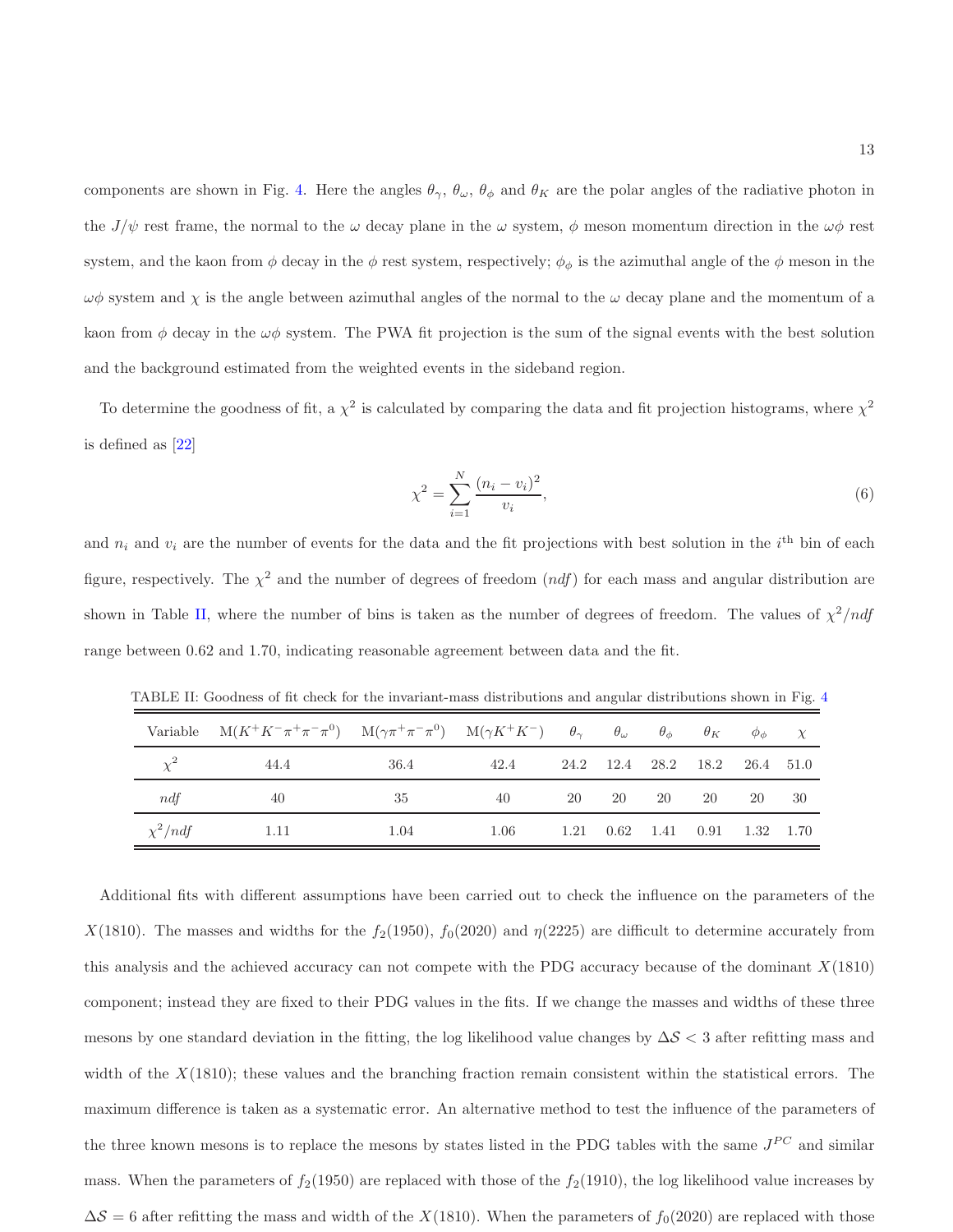components are shown in Fig. 4. Here the angles $\theta_\gamma$, $\theta_\omega$, $\theta_\phi$ and $\theta_K$ are the polar angles of the radiative photon in the $J/\psi$ rest frame, the normal to the $\omega$ decay plane in the $\omega$ system, $\phi$ meson momentum direction in the $\omega\phi$ rest system, and the kaon from $\phi$ decay in the $\phi$ rest system, respectively; $\phi_\phi$ is the azimuthal angle of the $\phi$ meson in the $\omega\phi$ system and $\chi$ is the angle between azimuthal angles of the normal to the $\omega$ decay plane and the momentum of a kaon from $\phi$ decay in the $\omega\phi$ system. The PWA fit projection is the sum of the signal events with the best solution and the background estimated from the weighted events in the sideband region.

To determine the goodness of fit, a $\chi^2$ is calculated by comparing the data and fit projection histograms, where $\chi^2$ is defined as [22]

$$\chi^2 = \sum_{i=1}^{N} \frac{(n_i - v_i)^2}{v_i}, \tag{6}$$

and $n_i$ and $v_i$ are the number of events for the data and the fit projections with best solution in the $i^{\text{th}}$ bin of each figure, respectively. The $\chi^2$ and the number of degrees of freedom (*ndf*) for each mass and angular distribution are shown in Table II, where the number of bins is taken as the number of degrees of freedom. The values of $\chi^2/ndf$ range between 0.62 and 1.70, indicating reasonable agreement between data and the fit.

TABLE II: Goodness of fit check for the invariant-mass distributions and angular distributions shown in Fig. 4

| Variable | M($K^+K^-\pi^+\pi^-\pi^0$) | M($\gamma\pi^+\pi^-\pi^0$) | M($\gamma K^+K^-$) | $\theta_\gamma$ | $\theta_\omega$ | $\theta_\phi$ | $\theta_K$ | $\phi_\phi$ | $\chi$ |
|---|---|---|---|---|---|---|---|---|---|
| $\chi^2$ | 44.4 | 36.4 | 42.4 | 24.2 | 12.4 | 28.2 | 18.2 | 26.4 | 51.0 |
| *ndf* | 40 | 35 | 40 | 20 | 20 | 20 | 20 | 20 | 30 |
| $\chi^2/ndf$ | 1.11 | 1.04 | 1.06 | 1.21 | 0.62 | 1.41 | 0.91 | 1.32 | 1.70 |

Additional fits with different assumptions have been carried out to check the influence on the parameters of the $X(1810)$. The masses and widths for the $f_2(1950)$, $f_0(2020)$ and $\eta(2225)$ are difficult to determine accurately from this analysis and the achieved accuracy can not compete with the PDG accuracy because of the dominant $X(1810)$ component; instead they are fixed to their PDG values in the fits. If we change the masses and widths of these three mesons by one standard deviation in the fitting, the log likelihood value changes by $\Delta\mathcal{S} < 3$ after refitting mass and width of the $X(1810)$; these values and the branching fraction remain consistent within the statistical errors. The maximum difference is taken as a systematic error. An alternative method to test the influence of the parameters of the three known mesons is to replace the mesons by states listed in the PDG tables with the same $J^{PC}$ and similar mass. When the parameters of $f_2(1950)$ are replaced with those of the $f_2(1910)$, the log likelihood value increases by $\Delta\mathcal{S} = 6$ after refitting the mass and width of the $X(1810)$. When the parameters of $f_0(2020)$ are replaced with those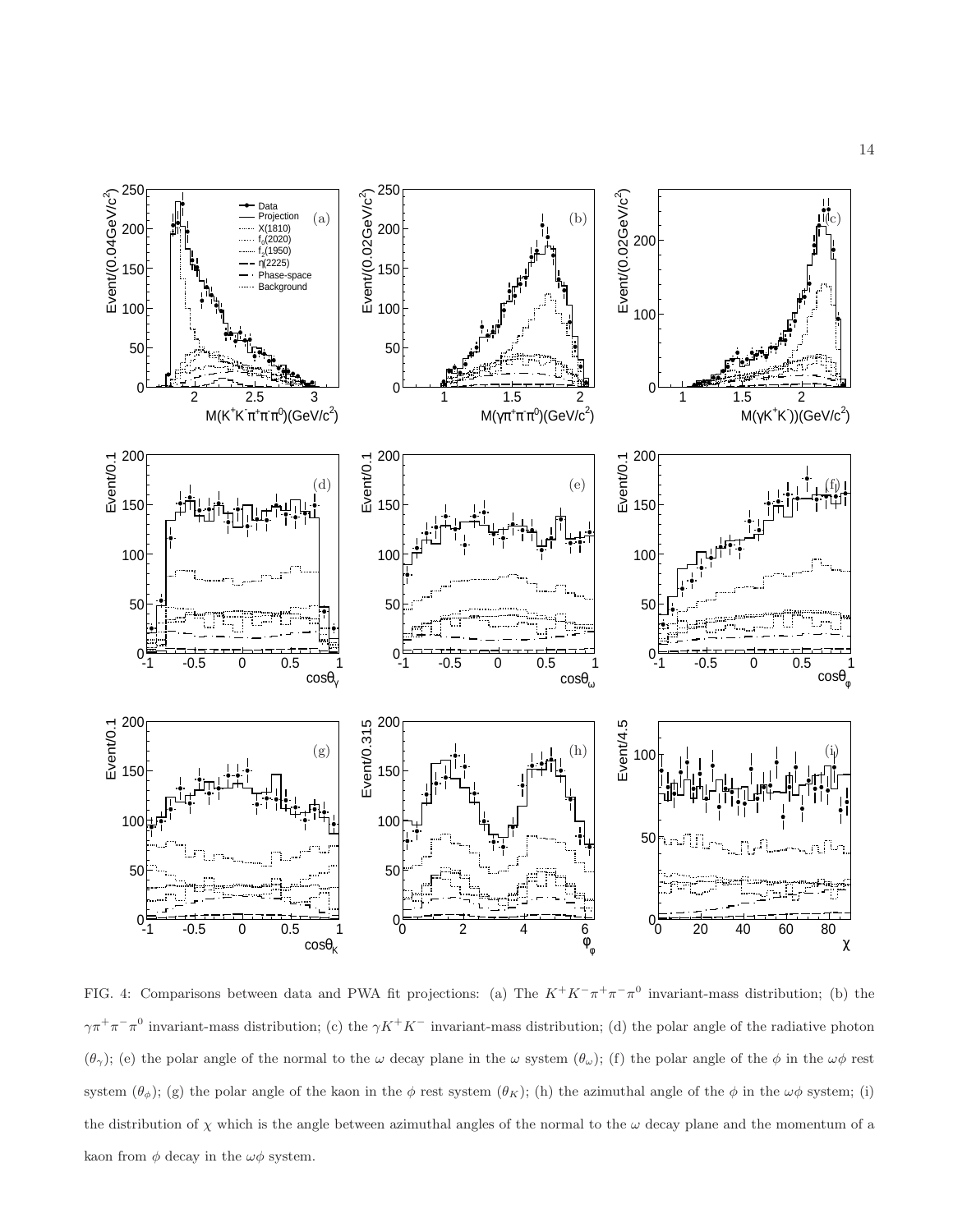FIG. 4: Comparisons between data and PWA fit projections: (a) The $K^+K^-\pi^+\pi^-\pi^0$ invariant-mass distribution; (b) the $\gamma\pi^+\pi^-\pi^0$ invariant-mass distribution; (c) the $\gamma K^+K^-$ invariant-mass distribution; (d) the polar angle of the radiative photon ($\theta_\gamma$); (e) the polar angle of the normal to the $\omega$ decay plane in the $\omega$ system ($\theta_\omega$); (f) the polar angle of the $\phi$ in the $\omega\phi$ rest system ($\theta_\phi$); (g) the polar angle of the kaon in the $\phi$ rest system ($\theta_K$); (h) the azimuthal angle of the $\phi$ in the $\omega\phi$ system; (i) the distribution of $\chi$ which is the angle between azimuthal angles of the normal to the $\omega$ decay plane and the momentum of a kaon from $\phi$ decay in the $\omega\phi$ system.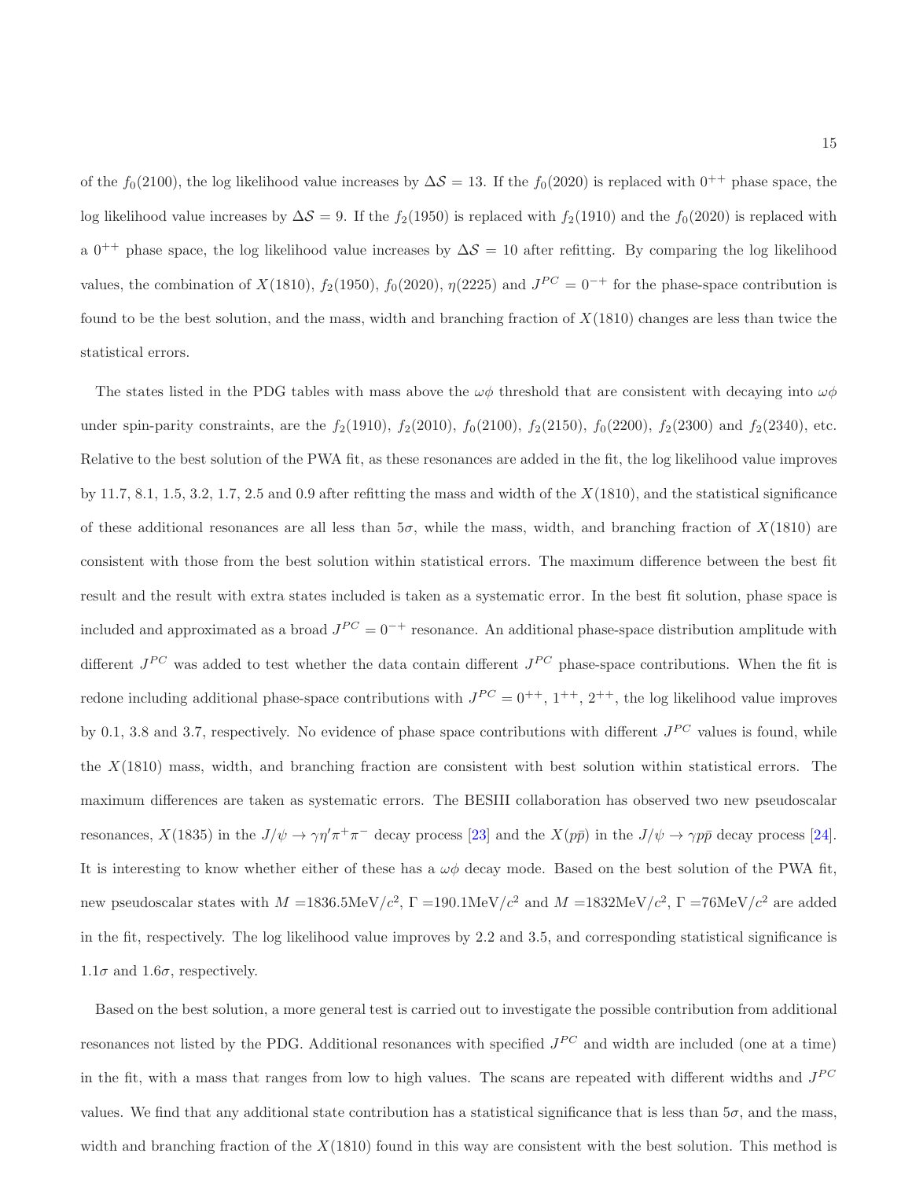of the $f_0(2100)$, the log likelihood value increases by $\Delta\mathcal{S} = 13$. If the $f_0(2020)$ is replaced with $0^{++}$ phase space, the log likelihood value increases by $\Delta\mathcal{S} = 9$. If the $f_2(1950)$ is replaced with $f_2(1910)$ and the $f_0(2020)$ is replaced with a $0^{++}$ phase space, the log likelihood value increases by $\Delta\mathcal{S} = 10$ after refitting. By comparing the log likelihood values, the combination of $X(1810)$, $f_2(1950)$, $f_0(2020)$, $\eta(2225)$ and $J^{PC} = 0^{-+}$ for the phase-space contribution is found to be the best solution, and the mass, width and branching fraction of $X(1810)$ changes are less than twice the statistical errors.

The states listed in the PDG tables with mass above the $\omega\phi$ threshold that are consistent with decaying into $\omega\phi$ under spin-parity constraints, are the $f_2(1910)$, $f_2(2010)$, $f_0(2100)$, $f_2(2150)$, $f_0(2200)$, $f_2(2300)$ and $f_2(2340)$, etc. Relative to the best solution of the PWA fit, as these resonances are added in the fit, the log likelihood value improves by 11.7, 8.1, 1.5, 3.2, 1.7, 2.5 and 0.9 after refitting the mass and width of the $X(1810)$, and the statistical significance of these additional resonances are all less than $5\sigma$, while the mass, width, and branching fraction of $X(1810)$ are consistent with those from the best solution within statistical errors. The maximum difference between the best fit result and the result with extra states included is taken as a systematic error. In the best fit solution, phase space is included and approximated as a broad $J^{PC} = 0^{-+}$ resonance. An additional phase-space distribution amplitude with different $J^{PC}$ was added to test whether the data contain different $J^{PC}$ phase-space contributions. When the fit is redone including additional phase-space contributions with $J^{PC} = 0^{++}$, $1^{++}$, $2^{++}$, the log likelihood value improves by 0.1, 3.8 and 3.7, respectively. No evidence of phase space contributions with different $J^{PC}$ values is found, while the $X(1810)$ mass, width, and branching fraction are consistent with best solution within statistical errors. The maximum differences are taken as systematic errors. The BESIII collaboration has observed two new pseudoscalar resonances, $X(1835)$ in the $J/\psi \to \gamma\eta'\pi^+\pi^-$ decay process [23] and the $X(p\bar{p})$ in the $J/\psi \to \gamma p\bar{p}$ decay process [24]. It is interesting to know whether either of these has a $\omega\phi$ decay mode. Based on the best solution of the PWA fit, new pseudoscalar states with $M = 1836.5\text{MeV}/c^2$, $\Gamma = 190.1\text{MeV}/c^2$ and $M = 1832\text{MeV}/c^2$, $\Gamma = 76\text{MeV}/c^2$ are added in the fit, respectively. The log likelihood value improves by 2.2 and 3.5, and corresponding statistical significance is $1.1\sigma$ and $1.6\sigma$, respectively.

Based on the best solution, a more general test is carried out to investigate the possible contribution from additional resonances not listed by the PDG. Additional resonances with specified $J^{PC}$ and width are included (one at a time) in the fit, with a mass that ranges from low to high values. The scans are repeated with different widths and $J^{PC}$ values. We find that any additional state contribution has a statistical significance that is less than $5\sigma$, and the mass, width and branching fraction of the $X(1810)$ found in this way are consistent with the best solution. This method is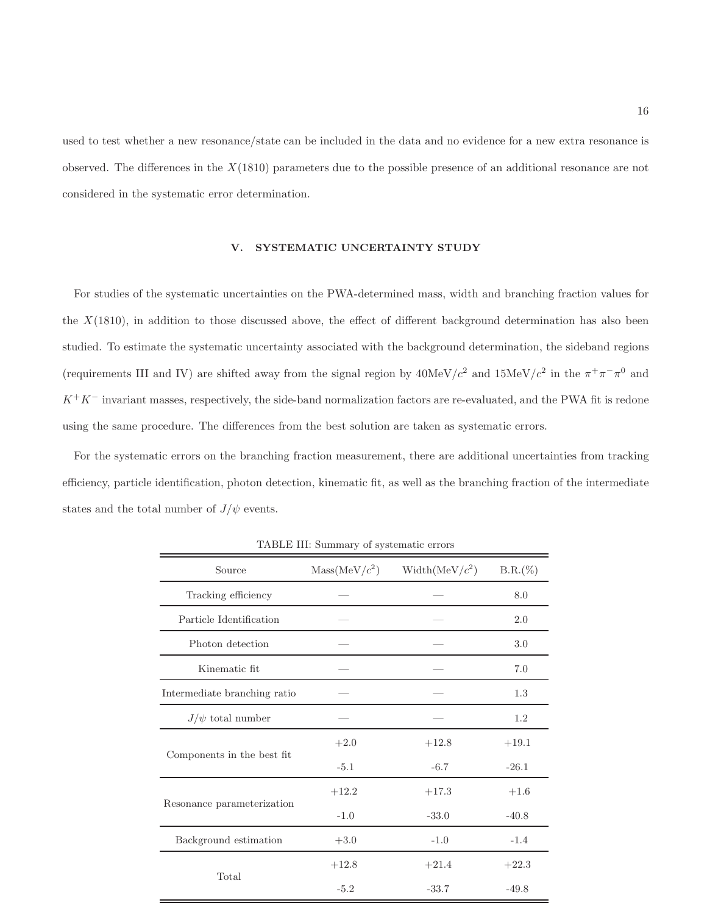used to test whether a new resonance/state can be included in the data and no evidence for a new extra resonance is observed. The differences in the $X(1810)$ parameters due to the possible presence of an additional resonance are not considered in the systematic error determination.

## V. SYSTEMATIC UNCERTAINTY STUDY

For studies of the systematic uncertainties on the PWA-determined mass, width and branching fraction values for the $X(1810)$, in addition to those discussed above, the effect of different background determination has also been studied. To estimate the systematic uncertainty associated with the background determination, the sideband regions (requirements III and IV) are shifted away from the signal region by 40MeV/$c^2$ and 15MeV/$c^2$ in the $\pi^+\pi^-\pi^0$ and $K^+K^-$ invariant masses, respectively, the side-band normalization factors are re-evaluated, and the PWA fit is redone using the same procedure. The differences from the best solution are taken as systematic errors.

For the systematic errors on the branching fraction measurement, there are additional uncertainties from tracking efficiency, particle identification, photon detection, kinematic fit, as well as the branching fraction of the intermediate states and the total number of $J/\psi$ events.

TABLE III: Summary of systematic errors

| Source | Mass(MeV/$c^2$) | Width(MeV/$c^2$) | B.R.(%) |
|---|---|---|---|
| Tracking efficiency | — | — | 8.0 |
| Particle Identification | — | — | 2.0 |
| Photon detection | — | — | 3.0 |
| Kinematic fit | — | — | 7.0 |
| Intermediate branching ratio | — | — | 1.3 |
| $J/\psi$ total number | — | — | 1.2 |
| Components in the best fit | +2.0 | +12.8 | +19.1 |
| | -5.1 | -6.7 | -26.1 |
| Resonance parameterization | +12.2 | +17.3 | +1.6 |
| | -1.0 | -33.0 | -40.8 |
| Background estimation | +3.0 | -1.0 | -1.4 |
| Total | +12.8 | +21.4 | +22.3 |
| | -5.2 | -33.7 | -49.8 |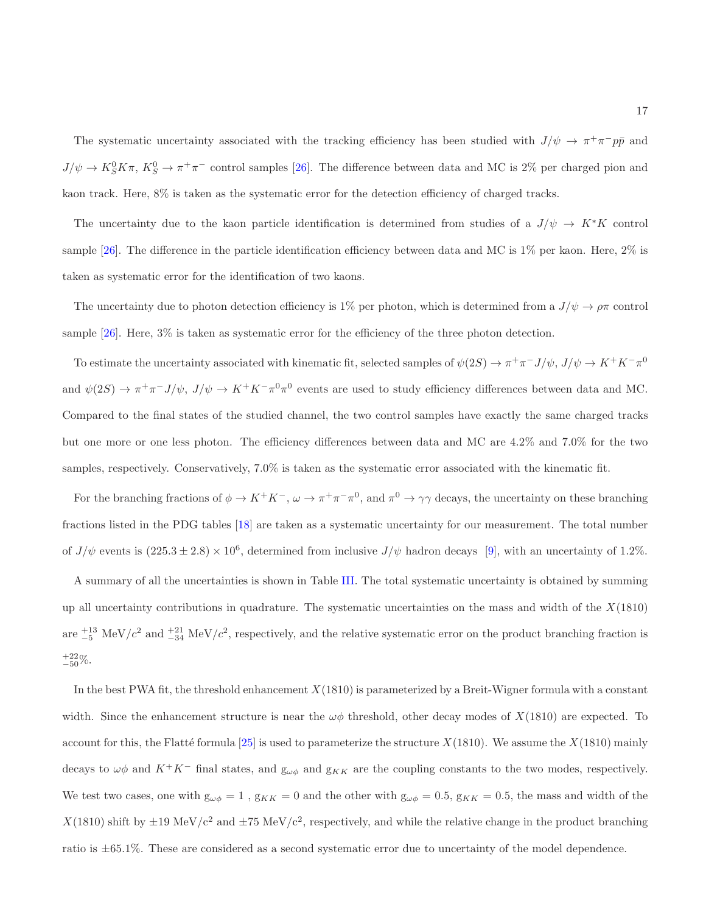The systematic uncertainty associated with the tracking efficiency has been studied with $J/\psi \to \pi^+\pi^- p\bar{p}$ and $J/\psi \to K_S^0 K\pi$, $K_S^0 \to \pi^+\pi^-$ control samples [26]. The difference between data and MC is 2% per charged pion and kaon track. Here, 8% is taken as the systematic error for the detection efficiency of charged tracks.

The uncertainty due to the kaon particle identification is determined from studies of a $J/\psi \to K^* K$ control sample [26]. The difference in the particle identification efficiency between data and MC is 1% per kaon. Here, 2% is taken as systematic error for the identification of two kaons.

The uncertainty due to photon detection efficiency is 1% per photon, which is determined from a $J/\psi \to \rho\pi$ control sample [26]. Here, 3% is taken as systematic error for the efficiency of the three photon detection.

To estimate the uncertainty associated with kinematic fit, selected samples of $\psi(2S) \to \pi^+\pi^- J/\psi$, $J/\psi \to K^+K^-\pi^0$ and $\psi(2S) \to \pi^+\pi^- J/\psi$, $J/\psi \to K^+K^-\pi^0\pi^0$ events are used to study efficiency differences between data and MC. Compared to the final states of the studied channel, the two control samples have exactly the same charged tracks but one more or one less photon. The efficiency differences between data and MC are 4.2% and 7.0% for the two samples, respectively. Conservatively, 7.0% is taken as the systematic error associated with the kinematic fit.

For the branching fractions of $\phi \to K^+K^-$, $\omega \to \pi^+\pi^-\pi^0$, and $\pi^0 \to \gamma\gamma$ decays, the uncertainty on these branching fractions listed in the PDG tables [18] are taken as a systematic uncertainty for our measurement. The total number of $J/\psi$ events is $(225.3 \pm 2.8) \times 10^6$, determined from inclusive $J/\psi$ hadron decays [9], with an uncertainty of 1.2%.

A summary of all the uncertainties is shown in Table III. The total systematic uncertainty is obtained by summing up all uncertainty contributions in quadrature. The systematic uncertainties on the mass and width of the $X(1810)$ are $^{+13}_{-5}$ MeV/$c^2$ and $^{+21}_{-34}$ MeV/$c^2$, respectively, and the relative systematic error on the product branching fraction is $^{+22}_{-50}$%.

In the best PWA fit, the threshold enhancement $X(1810)$ is parameterized by a Breit-Wigner formula with a constant width. Since the enhancement structure is near the $\omega\phi$ threshold, other decay modes of $X(1810)$ are expected. To account for this, the Flatté formula [25] is used to parameterize the structure $X(1810)$. We assume the $X(1810)$ mainly decays to $\omega\phi$ and $K^+K^-$ final states, and $g_{\omega\phi}$ and $g_{KK}$ are the coupling constants to the two modes, respectively. We test two cases, one with $g_{\omega\phi} = 1$ , $g_{KK} = 0$ and the other with $g_{\omega\phi} = 0.5$, $g_{KK} = 0.5$, the mass and width of the $X(1810)$ shift by $\pm 19$ MeV/c$^2$ and $\pm 75$ MeV/c$^2$, respectively, and while the relative change in the product branching ratio is $\pm 65.1$%. These are considered as a second systematic error due to uncertainty of the model dependence.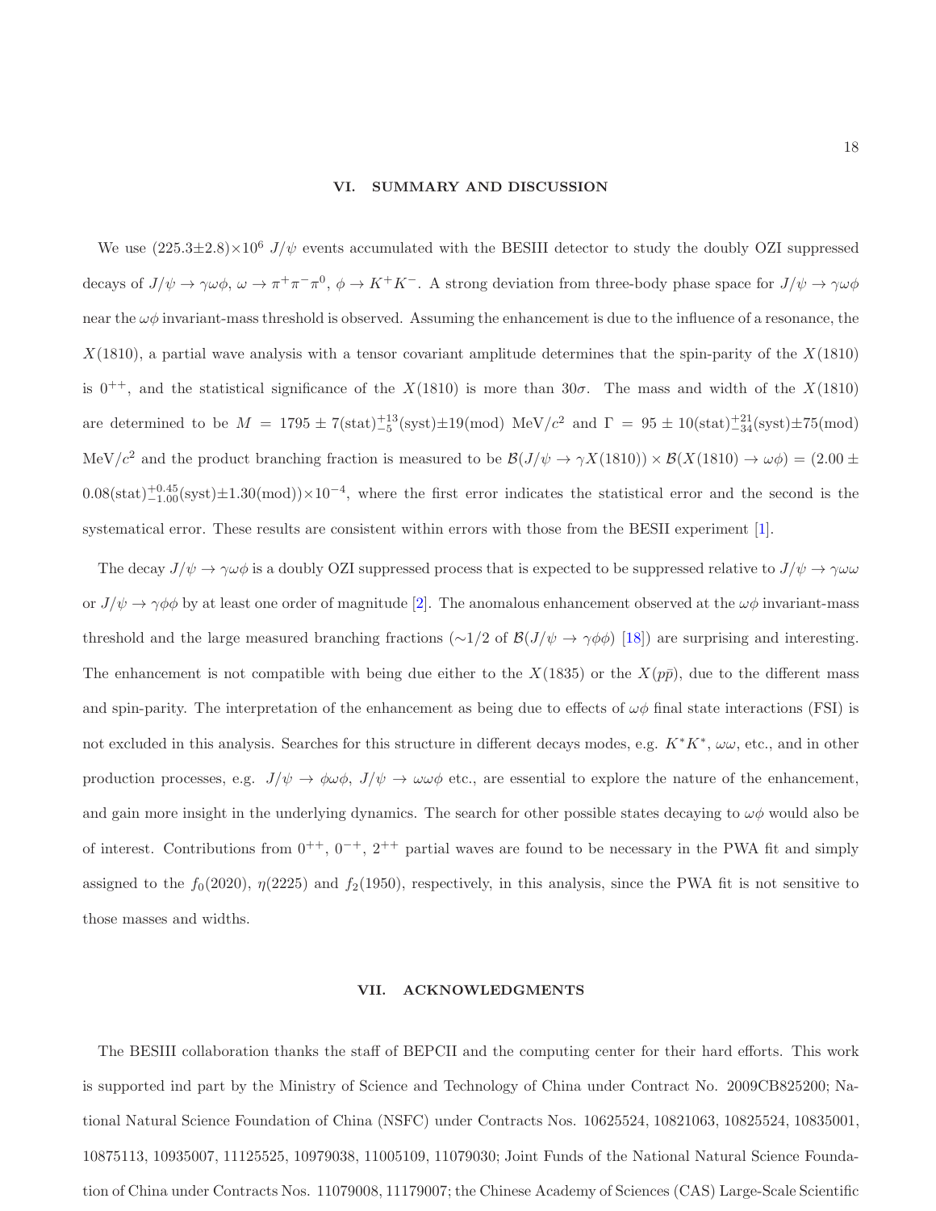## VI. SUMMARY AND DISCUSSION

We use $(225.3\pm2.8)\times10^6$ $J/\psi$ events accumulated with the BESIII detector to study the doubly OZI suppressed decays of $J/\psi \to \gamma\omega\phi$, $\omega \to \pi^+\pi^-\pi^0$, $\phi \to K^+K^-$. A strong deviation from three-body phase space for $J/\psi \to \gamma\omega\phi$ near the $\omega\phi$ invariant-mass threshold is observed. Assuming the enhancement is due to the influence of a resonance, the $X(1810)$, a partial wave analysis with a tensor covariant amplitude determines that the spin-parity of the $X(1810)$ is $0^{++}$, and the statistical significance of the $X(1810)$ is more than $30\sigma$. The mass and width of the $X(1810)$ are determined to be $M = 1795 \pm 7(\text{stat})^{+13}_{-5}(\text{syst})\pm19(\text{mod})$ MeV/$c^2$ and $\Gamma = 95 \pm 10(\text{stat})^{+21}_{-34}(\text{syst})\pm75(\text{mod})$ MeV/$c^2$ and the product branching fraction is measured to be $\mathcal{B}(J/\psi \to \gamma X(1810)) \times \mathcal{B}(X(1810) \to \omega\phi) = (2.00 \pm 0.08(\text{stat})^{+0.45}_{-1.00}(\text{syst})\pm1.30(\text{mod}))\times10^{-4}$, where the first error indicates the statistical error and the second is the systematical error. These results are consistent within errors with those from the BESII experiment [1].

The decay $J/\psi \to \gamma\omega\phi$ is a doubly OZI suppressed process that is expected to be suppressed relative to $J/\psi \to \gamma\omega\omega$ or $J/\psi \to \gamma\phi\phi$ by at least one order of magnitude [2]. The anomalous enhancement observed at the $\omega\phi$ invariant-mass threshold and the large measured branching fractions ($\sim$1/2 of $\mathcal{B}(J/\psi \to \gamma\phi\phi)$ [18]) are surprising and interesting. The enhancement is not compatible with being due either to the $X(1835)$ or the $X(p\bar{p})$, due to the different mass and spin-parity. The interpretation of the enhancement as being due to effects of $\omega\phi$ final state interactions (FSI) is not excluded in this analysis. Searches for this structure in different decays modes, e.g. $K^*K^*$, $\omega\omega$, etc., and in other production processes, e.g. $J/\psi \to \phi\omega\phi$, $J/\psi \to \omega\omega\phi$ etc., are essential to explore the nature of the enhancement, and gain more insight in the underlying dynamics. The search for other possible states decaying to $\omega\phi$ would also be of interest. Contributions from $0^{++}$, $0^{-+}$, $2^{++}$ partial waves are found to be necessary in the PWA fit and simply assigned to the $f_0(2020)$, $\eta(2225)$ and $f_2(1950)$, respectively, in this analysis, since the PWA fit is not sensitive to those masses and widths.

## VII. ACKNOWLEDGMENTS

The BESIII collaboration thanks the staff of BEPCII and the computing center for their hard efforts. This work is supported ind part by the Ministry of Science and Technology of China under Contract No. 2009CB825200; National Natural Science Foundation of China (NSFC) under Contracts Nos. 10625524, 10821063, 10825524, 10835001, 10875113, 10935007, 11125525, 10979038, 11005109, 11079030; Joint Funds of the National Natural Science Foundation of China under Contracts Nos. 11079008, 11179007; the Chinese Academy of Sciences (CAS) Large-Scale Scientific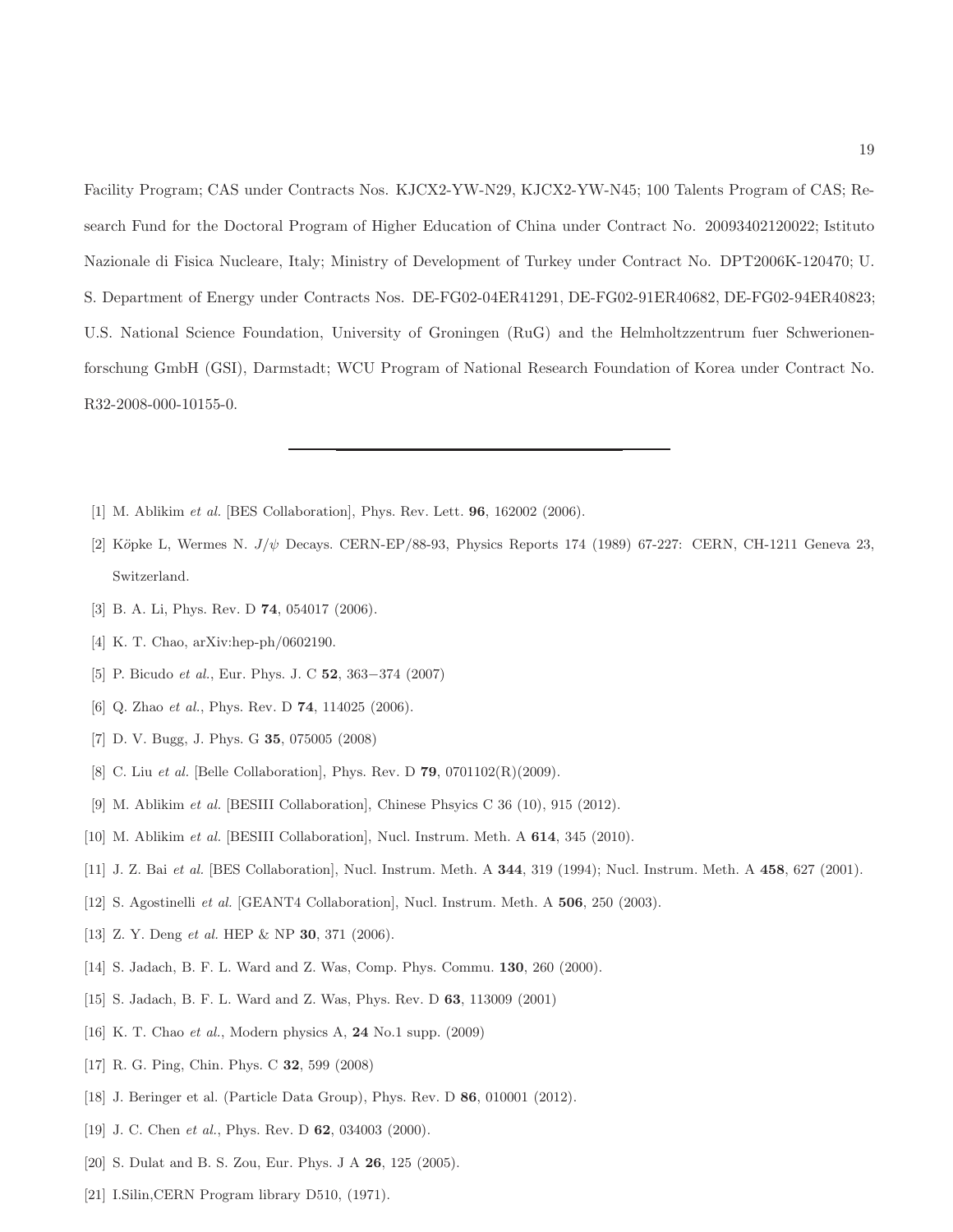Facility Program; CAS under Contracts Nos. KJCX2-YW-N29, KJCX2-YW-N45; 100 Talents Program of CAS; Research Fund for the Doctoral Program of Higher Education of China under Contract No. 20093402120022; Istituto Nazionale di Fisica Nucleare, Italy; Ministry of Development of Turkey under Contract No. DPT2006K-120470; U. S. Department of Energy under Contracts Nos. DE-FG02-04ER41291, DE-FG02-91ER40682, DE-FG02-94ER40823; U.S. National Science Foundation, University of Groningen (RuG) and the Helmholtzzentrum fuer Schwerionenforschung GmbH (GSI), Darmstadt; WCU Program of National Research Foundation of Korea under Contract No. R32-2008-000-10155-0.

---

[1] M. Ablikim *et al.* [BES Collaboration], Phys. Rev. Lett. **96**, 162002 (2006).

[2] Köpke L, Wermes N. $J/\psi$ Decays. CERN-EP/88-93, Physics Reports 174 (1989) 67-227: CERN, CH-1211 Geneva 23, Switzerland.

[3] B. A. Li, Phys. Rev. D **74**, 054017 (2006).

[4] K. T. Chao, arXiv:hep-ph/0602190.

[5] P. Bicudo *et al.*, Eur. Phys. J. C **52**, 363−374 (2007)

[6] Q. Zhao *et al.*, Phys. Rev. D **74**, 114025 (2006).

[7] D. V. Bugg, J. Phys. G **35**, 075005 (2008)

[8] C. Liu *et al.* [Belle Collaboration], Phys. Rev. D **79**, 0701102(R)(2009).

[9] M. Ablikim *et al.* [BESIII Collaboration], Chinese Phsyics C 36 (10), 915 (2012).

[10] M. Ablikim *et al.* [BESIII Collaboration], Nucl. Instrum. Meth. A **614**, 345 (2010).

[11] J. Z. Bai *et al.* [BES Collaboration], Nucl. Instrum. Meth. A **344**, 319 (1994); Nucl. Instrum. Meth. A **458**, 627 (2001).

[12] S. Agostinelli *et al.* [GEANT4 Collaboration], Nucl. Instrum. Meth. A **506**, 250 (2003).

[13] Z. Y. Deng *et al.* HEP & NP **30**, 371 (2006).

[14] S. Jadach, B. F. L. Ward and Z. Was, Comp. Phys. Commu. **130**, 260 (2000).

[15] S. Jadach, B. F. L. Ward and Z. Was, Phys. Rev. D **63**, 113009 (2001)

[16] K. T. Chao *et al.*, Modern physics A, **24** No.1 supp. (2009)

[17] R. G. Ping, Chin. Phys. C **32**, 599 (2008)

[18] J. Beringer et al. (Particle Data Group), Phys. Rev. D **86**, 010001 (2012).

[19] J. C. Chen *et al.*, Phys. Rev. D **62**, 034003 (2000).

[20] S. Dulat and B. S. Zou, Eur. Phys. J A **26**, 125 (2005).

[21] I.Silin,CERN Program library D510, (1971).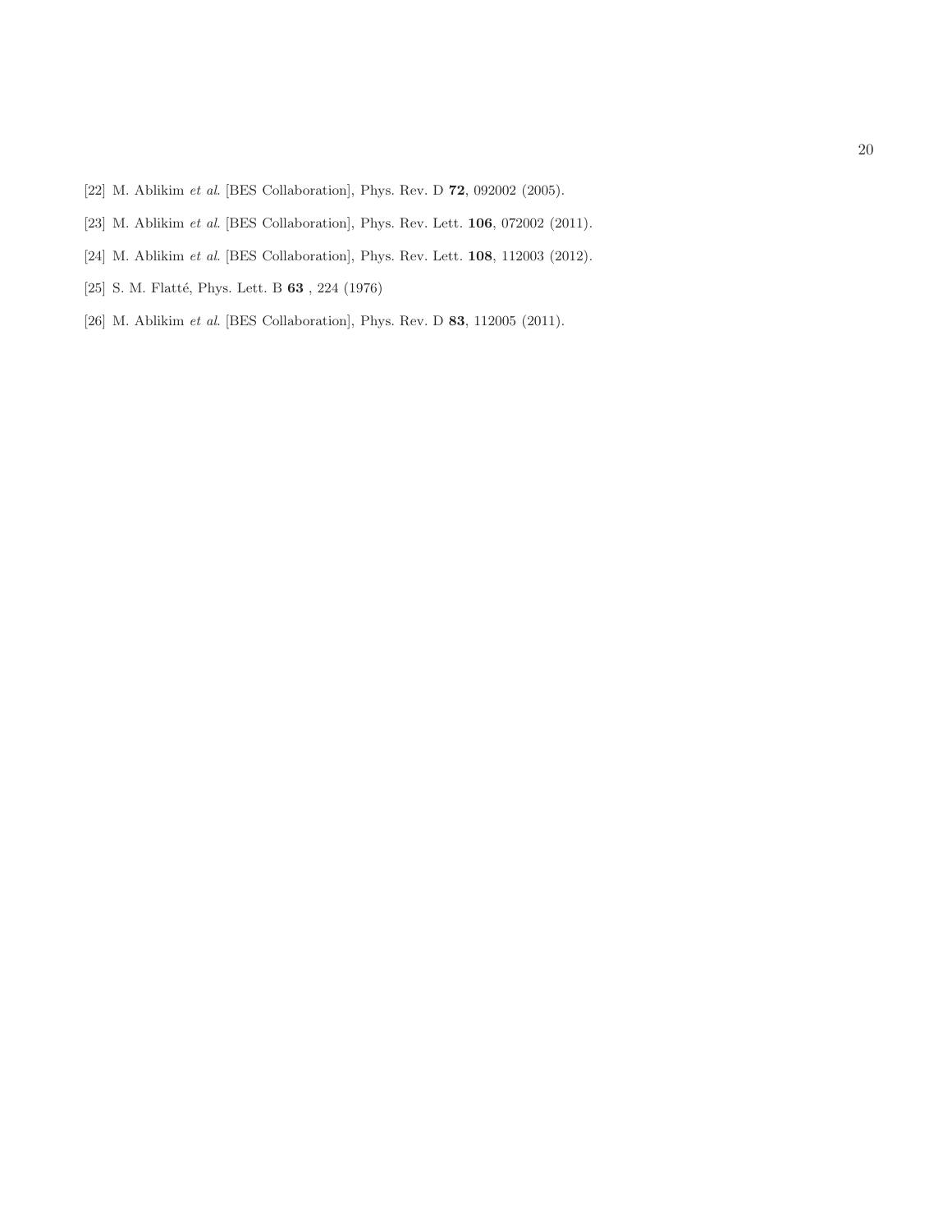[22] M. Ablikim *et al*. [BES Collaboration], Phys. Rev. D **72**, 092002 (2005).

[23] M. Ablikim *et al*. [BES Collaboration], Phys. Rev. Lett. **106**, 072002 (2011).

[24] M. Ablikim *et al*. [BES Collaboration], Phys. Rev. Lett. **108**, 112003 (2012).

[25] S. M. Flatté, Phys. Lett. B **63** , 224 (1976)

[26] M. Ablikim *et al*. [BES Collaboration], Phys. Rev. D **83**, 112005 (2011).